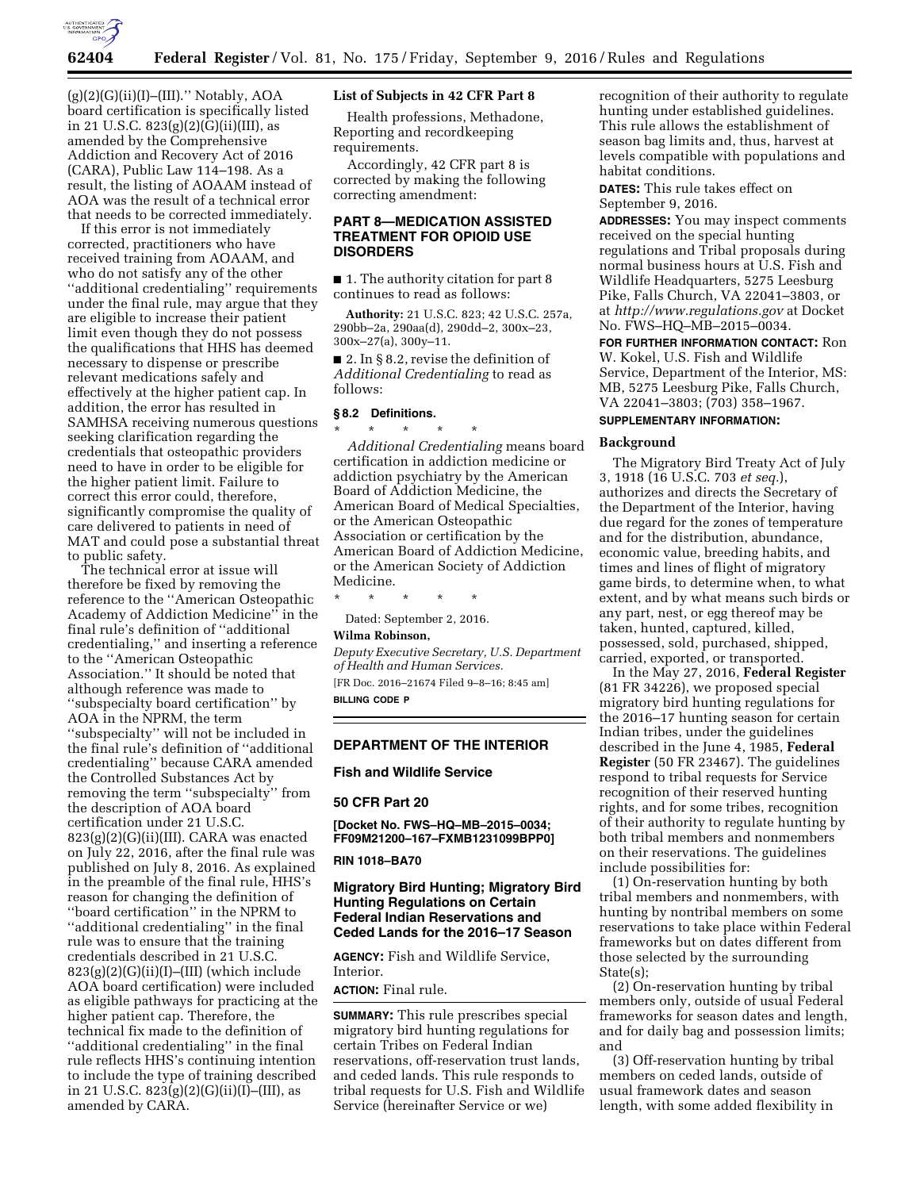(g)(2)(G)(ii)(I)–(III).'' Notably, AOA board certification is specifically listed in 21 U.S.C. 823(g)(2)(G)(ii)(III), as amended by the Comprehensive Addiction and Recovery Act of 2016 (CARA), Public Law 114–198. As a result, the listing of AOAAM instead of AOA was the result of a technical error that needs to be corrected immediately.

If this error is not immediately corrected, practitioners who have received training from AOAAM, and who do not satisfy any of the other ''additional credentialing'' requirements under the final rule, may argue that they are eligible to increase their patient limit even though they do not possess the qualifications that HHS has deemed necessary to dispense or prescribe relevant medications safely and effectively at the higher patient cap. In addition, the error has resulted in SAMHSA receiving numerous questions seeking clarification regarding the credentials that osteopathic providers need to have in order to be eligible for the higher patient limit. Failure to correct this error could, therefore, significantly compromise the quality of care delivered to patients in need of MAT and could pose a substantial threat to public safety.

The technical error at issue will therefore be fixed by removing the reference to the ''American Osteopathic Academy of Addiction Medicine'' in the final rule's definition of ''additional credentialing,'' and inserting a reference to the ''American Osteopathic Association.'' It should be noted that although reference was made to ''subspecialty board certification'' by AOA in the NPRM, the term ''subspecialty'' will not be included in the final rule's definition of ''additional credentialing'' because CARA amended the Controlled Substances Act by removing the term ''subspecialty'' from the description of AOA board certification under 21 U.S.C. 823(g)(2)(G)(ii)(III). CARA was enacted on July 22, 2016, after the final rule was published on July 8, 2016. As explained in the preamble of the final rule, HHS's reason for changing the definition of ''board certification'' in the NPRM to ''additional credentialing'' in the final rule was to ensure that the training credentials described in 21 U.S.C. 823(g)(2)(G)(ii)(I)–(III) (which include AOA board certification) were included as eligible pathways for practicing at the higher patient cap. Therefore, the technical fix made to the definition of ''additional credentialing'' in the final rule reflects HHS's continuing intention to include the type of training described in 21 U.S.C. 823(g)(2)(G)(ii)(I)–(III), as amended by CARA.

**List of Subjects in 42 CFR Part 8**

Health professions, Methadone, Reporting and recordkeeping requirements.

Accordingly, 42 CFR part 8 is corrected by making the following correcting amendment:

## PART 8—MEDICATION ASSISTED TREATMENT FOR OPIOID USE DISORDERS

■ 1. The authority citation for part 8 continues to read as follows:

**Authority:** 21 U.S.C. 823; 42 U.S.C. 257a, 290bb–2a, 290aa(d), 290dd–2, 300x–23, 300x–27(a), 300y–11.

■ 2. In § 8.2, revise the definition of *Additional Credentialing* to read as follows:

**§ 8.2 Definitions.**

\* \* \* \* \*

*Additional Credentialing* means board certification in addiction medicine or addiction psychiatry by the American Board of Addiction Medicine, the American Board of Medical Specialties, or the American Osteopathic Association or certification by the American Board of Addiction Medicine, or the American Society of Addiction Medicine.

\* \* \* \* \*

Dated: September 2, 2016.

**Wilma Robinson,**

*Deputy Executive Secretary, U.S. Department of Health and Human Services.*

[FR Doc. 2016–21674 Filed 9–8–16; 8:45 am]

**BILLING CODE P**

---

## DEPARTMENT OF THE INTERIOR

### Fish and Wildlife Service

### 50 CFR Part 20

**[Docket No. FWS–HQ–MB–2015–0034; FF09M21200–167–FXMB1231099BPP0]**

**RIN 1018–BA70**

### Migratory Bird Hunting; Migratory Bird Hunting Regulations on Certain Federal Indian Reservations and Ceded Lands for the 2016–17 Season

**AGENCY:** Fish and Wildlife Service, Interior.

**ACTION:** Final rule.

**SUMMARY:** This rule prescribes special migratory bird hunting regulations for certain Tribes on Federal Indian reservations, off-reservation trust lands, and ceded lands. This rule responds to tribal requests for U.S. Fish and Wildlife Service (hereinafter Service or we) recognition of their authority to regulate hunting under established guidelines. This rule allows the establishment of season bag limits and, thus, harvest at levels compatible with populations and habitat conditions.

**DATES:** This rule takes effect on September 9, 2016.

**ADDRESSES:** You may inspect comments received on the special hunting regulations and Tribal proposals during normal business hours at U.S. Fish and Wildlife Headquarters, 5275 Leesburg Pike, Falls Church, VA 22041–3803, or at *http://www.regulations.gov* at Docket No. FWS–HQ–MB–2015–0034.

**FOR FURTHER INFORMATION CONTACT:** Ron W. Kokel, U.S. Fish and Wildlife Service, Department of the Interior, MS: MB, 5275 Leesburg Pike, Falls Church, VA 22041–3803; (703) 358–1967.

**SUPPLEMENTARY INFORMATION:**

**Background**

The Migratory Bird Treaty Act of July 3, 1918 (16 U.S.C. 703 *et seq.*), authorizes and directs the Secretary of the Department of the Interior, having due regard for the zones of temperature and for the distribution, abundance, economic value, breeding habits, and times and lines of flight of migratory game birds, to determine when, to what extent, and by what means such birds or any part, nest, or egg thereof may be taken, hunted, captured, killed, possessed, sold, purchased, shipped, carried, exported, or transported.

In the May 27, 2016, **Federal Register** (81 FR 34226), we proposed special migratory bird hunting regulations for the 2016–17 hunting season for certain Indian tribes, under the guidelines described in the June 4, 1985, **Federal Register** (50 FR 23467). The guidelines respond to tribal requests for Service recognition of their reserved hunting rights, and for some tribes, recognition of their authority to regulate hunting by both tribal members and nonmembers on their reservations. The guidelines include possibilities for:

(1) On-reservation hunting by both tribal members and nonmembers, with hunting by nontribal members on some reservations to take place within Federal frameworks but on dates different from those selected by the surrounding State(s);

(2) On-reservation hunting by tribal members only, outside of usual Federal frameworks for season dates and length, and for daily bag and possession limits; and

(3) Off-reservation hunting by tribal members on ceded lands, outside of usual framework dates and season length, with some added flexibility in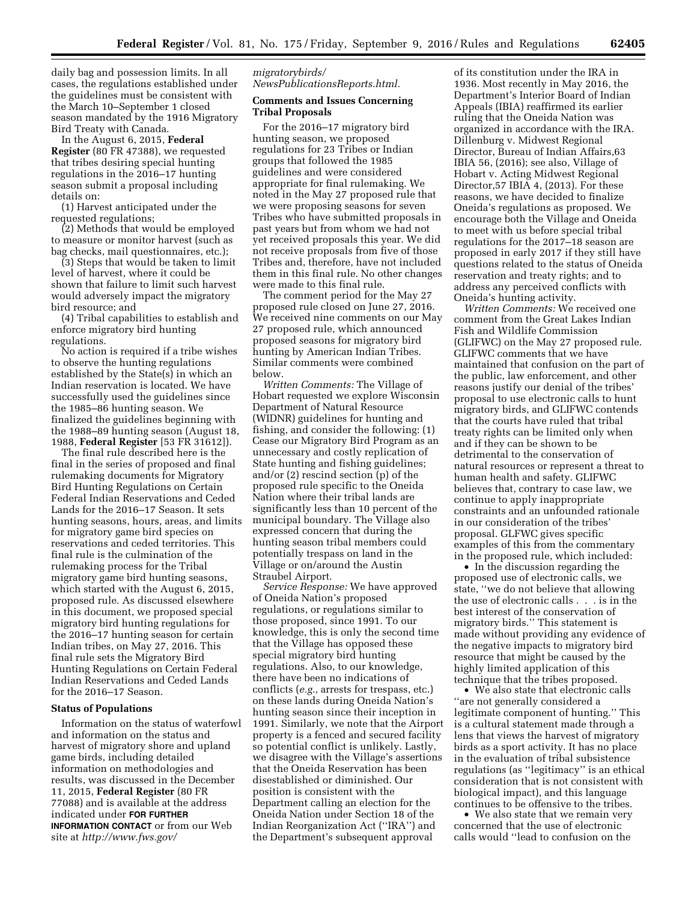daily bag and possession limits. In all cases, the regulations established under the guidelines must be consistent with the March 10–September 1 closed season mandated by the 1916 Migratory Bird Treaty with Canada.

In the August 6, 2015, **Federal Register** (80 FR 47388), we requested that tribes desiring special hunting regulations in the 2016–17 hunting season submit a proposal including details on:

(1) Harvest anticipated under the requested regulations;

(2) Methods that would be employed to measure or monitor harvest (such as bag checks, mail questionnaires, etc.);

(3) Steps that would be taken to limit level of harvest, where it could be shown that failure to limit such harvest would adversely impact the migratory bird resource; and

(4) Tribal capabilities to establish and enforce migratory bird hunting regulations.

No action is required if a tribe wishes to observe the hunting regulations established by the State(s) in which an Indian reservation is located. We have successfully used the guidelines since the 1985–86 hunting season. We finalized the guidelines beginning with the 1988–89 hunting season (August 18, 1988, **Federal Register** [53 FR 31612]).

The final rule described here is the final in the series of proposed and final rulemaking documents for Migratory Bird Hunting Regulations on Certain Federal Indian Reservations and Ceded Lands for the 2016–17 Season. It sets hunting seasons, hours, areas, and limits for migratory game bird species on reservations and ceded territories. This final rule is the culmination of the rulemaking process for the Tribal migratory game bird hunting seasons, which started with the August 6, 2015, proposed rule. As discussed elsewhere in this document, we proposed special migratory bird hunting regulations for the 2016–17 hunting season for certain Indian tribes, on May 27, 2016. This final rule sets the Migratory Bird Hunting Regulations on Certain Federal Indian Reservations and Ceded Lands for the 2016–17 Season.

## Status of Populations

Information on the status of waterfowl and information on the status and harvest of migratory shore and upland game birds, including detailed information on methodologies and results, was discussed in the December 11, 2015, **Federal Register** (80 FR 77088) and is available at the address indicated under **FOR FURTHER INFORMATION CONTACT** or from our Web site at *http://www.fws.gov/migratorybirds/NewsPublicationsReports.html.*

## Comments and Issues Concerning Tribal Proposals

For the 2016–17 migratory bird hunting season, we proposed regulations for 23 Tribes or Indian groups that followed the 1985 guidelines and were considered appropriate for final rulemaking. We noted in the May 27 proposed rule that we were proposing seasons for seven Tribes who have submitted proposals in past years but from whom we had not yet received proposals this year. We did not receive proposals from five of those Tribes and, therefore, have not included them in this final rule. No other changes were made to this final rule.

The comment period for the May 27 proposed rule closed on June 27, 2016. We received nine comments on our May 27 proposed rule, which announced proposed seasons for migratory bird hunting by American Indian Tribes. Similar comments were combined below.

*Written Comments:* The Village of Hobart requested we explore Wisconsin Department of Natural Resource (WIDNR) guidelines for hunting and fishing, and consider the following: (1) Cease our Migratory Bird Program as an unnecessary and costly replication of State hunting and fishing guidelines; and/or (2) rescind section (p) of the proposed rule specific to the Oneida Nation where their tribal lands are significantly less than 10 percent of the municipal boundary. The Village also expressed concern that during the hunting season tribal members could potentially trespass on land in the Village or on/around the Austin Straubel Airport.

*Service Response:* We have approved of Oneida Nation's proposed regulations, or regulations similar to those proposed, since 1991. To our knowledge, this is only the second time that the Village has opposed these special migratory bird hunting regulations. Also, to our knowledge, there have been no indications of conflicts (*e.g.,* arrests for trespass, etc.) on these lands during Oneida Nation's hunting season since their inception in 1991. Similarly, we note that the Airport property is a fenced and secured facility so potential conflict is unlikely. Lastly, we disagree with the Village's assertions that the Oneida Reservation has been disestablished or diminished. Our position is consistent with the Department calling an election for the Oneida Nation under Section 18 of the Indian Reorganization Act (''IRA'') and the Department's subsequent approval of its constitution under the IRA in 1936. Most recently in May 2016, the Department's Interior Board of Indian Appeals (IBIA) reaffirmed its earlier ruling that the Oneida Nation was organized in accordance with the IRA. Dillenburg v. Midwest Regional Director, Bureau of Indian Affairs,63 IBIA 56, (2016); see also, Village of Hobart v. Acting Midwest Regional Director,57 IBIA 4, (2013). For these reasons, we have decided to finalize Oneida's regulations as proposed. We encourage both the Village and Oneida to meet with us before special tribal regulations for the 2017–18 season are proposed in early 2017 if they still have questions related to the status of Oneida reservation and treaty rights; and to address any perceived conflicts with Oneida's hunting activity.

*Written Comments:* We received one comment from the Great Lakes Indian Fish and Wildlife Commission (GLIFWC) on the May 27 proposed rule. GLIFWC comments that we have maintained that confusion on the part of the public, law enforcement, and other reasons justify our denial of the tribes' proposal to use electronic calls to hunt migratory birds, and GLIFWC contends that the courts have ruled that tribal treaty rights can be limited only when and if they can be shown to be detrimental to the conservation of natural resources or represent a threat to human health and safety. GLIFWC believes that, contrary to case law, we continue to apply inappropriate constraints and an unfounded rationale in our consideration of the tribes' proposal. GLFWC gives specific examples of this from the commentary in the proposed rule, which included:

- In the discussion regarding the proposed use of electronic calls, we state, ''we do not believe that allowing the use of electronic calls . . . is in the best interest of the conservation of migratory birds.'' This statement is made without providing any evidence of the negative impacts to migratory bird resource that might be caused by the highly limited application of this technique that the tribes proposed.
- We also state that electronic calls ''are not generally considered a legitimate component of hunting.'' This is a cultural statement made through a lens that views the harvest of migratory birds as a sport activity. It has no place in the evaluation of tribal subsistence regulations (as ''legitimacy'' is an ethical consideration that is not consistent with biological impact), and this language continues to be offensive to the tribes.
- We also state that we remain very concerned that the use of electronic calls would ''lead to confusion on the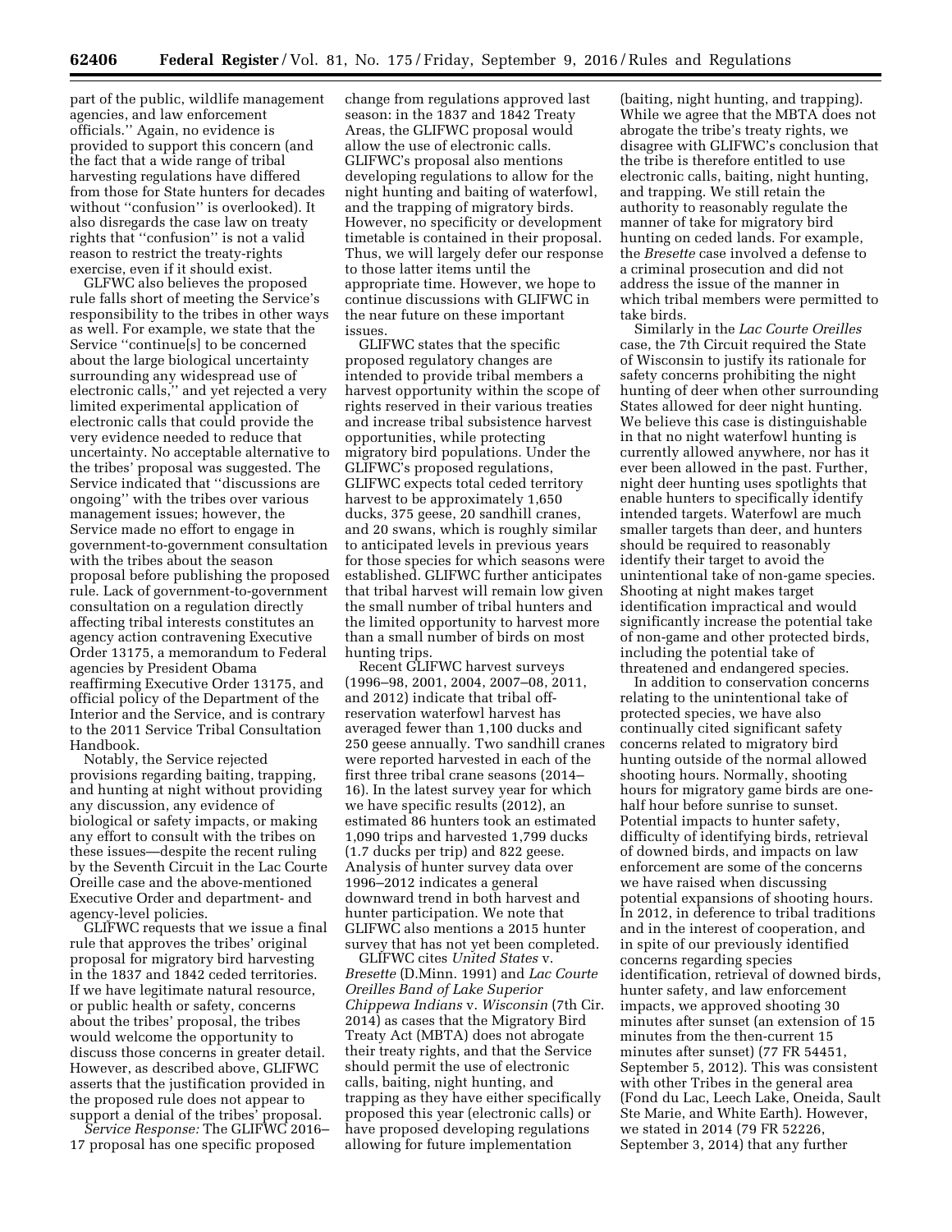part of the public, wildlife management agencies, and law enforcement officials.'' Again, no evidence is provided to support this concern (and the fact that a wide range of tribal harvesting regulations have differed from those for State hunters for decades without ''confusion'' is overlooked). It also disregards the case law on treaty rights that ''confusion'' is not a valid reason to restrict the treaty-rights exercise, even if it should exist.

GLIFWC also believes the proposed rule falls short of meeting the Service's responsibility to the tribes in other ways as well. For example, we state that the Service ''continue[s] to be concerned about the large biological uncertainty surrounding any widespread use of electronic calls,'' and yet rejected a very limited experimental application of electronic calls that could provide the very evidence needed to reduce that uncertainty. No acceptable alternative to the tribes' proposal was suggested. The Service indicated that ''discussions are ongoing'' with the tribes over various management issues; however, the Service made no effort to engage in government-to-government consultation with the tribes about the season proposal before publishing the proposed rule. Lack of government-to-government consultation on a regulation directly affecting tribal interests constitutes an agency action contravening Executive Order 13175, a memorandum to Federal agencies by President Obama reaffirming Executive Order 13175, and official policy of the Department of the Interior and the Service, and is contrary to the 2011 Service Tribal Consultation Handbook.

Notably, the Service rejected provisions regarding baiting, trapping, and hunting at night without providing any discussion, any evidence of biological or safety impacts, or making any effort to consult with the tribes on these issues—despite the recent ruling by the Seventh Circuit in the Lac Courte Oreille case and the above-mentioned Executive Order and department- and agency-level policies.

GLIFWC requests that we issue a final rule that approves the tribes' original proposal for migratory bird harvesting in the 1837 and 1842 ceded territories. If we have legitimate natural resource, or public health or safety, concerns about the tribes' proposal, the tribes would welcome the opportunity to discuss those concerns in greater detail. However, as described above, GLIFWC asserts that the justification provided in the proposed rule does not appear to support a denial of the tribes' proposal.

*Service Response:* The GLIFWC 2016–17 proposal has one specific proposed change from regulations approved last season: in the 1837 and 1842 Treaty Areas, the GLIFWC proposal would allow the use of electronic calls. GLIFWC's proposal also mentions developing regulations to allow for the night hunting and baiting of waterfowl, and the trapping of migratory birds. However, no specificity or development timetable is contained in their proposal. Thus, we will largely defer our response to those latter items until the appropriate time. However, we hope to continue discussions with GLIFWC in the near future on these important issues.

GLIFWC states that the specific proposed regulatory changes are intended to provide tribal members a harvest opportunity within the scope of rights reserved in their various treaties and increase tribal subsistence harvest opportunities, while protecting migratory bird populations. Under the GLIFWC's proposed regulations, GLIFWC expects total ceded territory harvest to be approximately 1,650 ducks, 375 geese, 20 sandhill cranes, and 20 swans, which is roughly similar to anticipated levels in previous years for those species for which seasons were established. GLIFWC further anticipates that tribal harvest will remain low given the small number of tribal hunters and the limited opportunity to harvest more than a small number of birds on most hunting trips.

Recent GLIFWC harvest surveys (1996–98, 2001, 2004, 2007–08, 2011, and 2012) indicate that tribal off-reservation waterfowl harvest has averaged fewer than 1,100 ducks and 250 geese annually. Two sandhill cranes were reported harvested in each of the first three tribal crane seasons (2014–16). In the latest survey year for which we have specific results (2012), an estimated 86 hunters took an estimated 1,090 trips and harvested 1,799 ducks (1.7 ducks per trip) and 822 geese. Analysis of hunter survey data over 1996–2012 indicates a general downward trend in both harvest and hunter participation. We note that GLIFWC also mentions a 2015 hunter survey that has not yet been completed.

GLIFWC cites *United States* v. *Bresette* (D.Minn. 1991) and *Lac Courte Oreilles Band of Lake Superior Chippewa Indians* v. *Wisconsin* (7th Cir. 2014) as cases that the Migratory Bird Treaty Act (MBTA) does not abrogate their treaty rights, and that the Service should permit the use of electronic calls, baiting, night hunting, and trapping as they have either specifically proposed this year (electronic calls) or have proposed developing regulations allowing for future implementation (baiting, night hunting, and trapping). While we agree that the MBTA does not abrogate the tribe's treaty rights, we disagree with GLIFWC's conclusion that the tribe is therefore entitled to use electronic calls, baiting, night hunting, and trapping. We still retain the authority to reasonably regulate the manner of take for migratory bird hunting on ceded lands. For example, the *Bresette* case involved a defense to a criminal prosecution and did not address the issue of the manner in which tribal members were permitted to take birds.

Similarly in the *Lac Courte Oreilles* case, the 7th Circuit required the State of Wisconsin to justify its rationale for safety concerns prohibiting the night hunting of deer when other surrounding States allowed for deer night hunting. We believe this case is distinguishable in that no night waterfowl hunting is currently allowed anywhere, nor has it ever been allowed in the past. Further, night deer hunting uses spotlights that enable hunters to specifically identify intended targets. Waterfowl are much smaller targets than deer, and hunters should be required to reasonably identify their target to avoid the unintentional take of non-game species. Shooting at night makes target identification impractical and would significantly increase the potential take of non-game and other protected birds, including the potential take of threatened and endangered species.

In addition to conservation concerns relating to the unintentional take of protected species, we have also continually cited significant safety concerns related to migratory bird hunting outside of the normal allowed shooting hours. Normally, shooting hours for migratory game birds are one-half hour before sunrise to sunset. Potential impacts to hunter safety, difficulty of identifying birds, retrieval of downed birds, and impacts on law enforcement are some of the concerns we have raised when discussing potential expansions of shooting hours. In 2012, in deference to tribal traditions and in the interest of cooperation, and in spite of our previously identified concerns regarding species identification, retrieval of downed birds, hunter safety, and law enforcement impacts, we approved shooting 30 minutes after sunset (an extension of 15 minutes from the then-current 15 minutes after sunset) (77 FR 54451, September 5, 2012). This was consistent with other Tribes in the general area (Fond du Lac, Leech Lake, Oneida, Sault Ste Marie, and White Earth). However, we stated in 2014 (79 FR 52226, September 3, 2014) that any further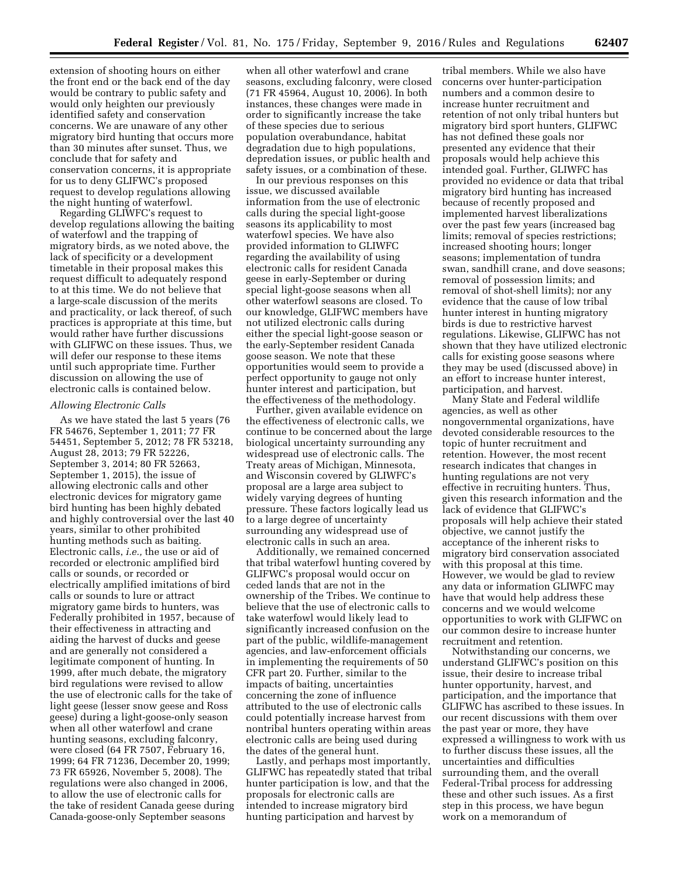extension of shooting hours on either the front end or the back end of the day would be contrary to public safety and would only heighten our previously identified safety and conservation concerns. We are unaware of any other migratory bird hunting that occurs more than 30 minutes after sunset. Thus, we conclude that for safety and conservation concerns, it is appropriate for us to deny GLIFWC's proposed request to develop regulations allowing the night hunting of waterfowl.

Regarding GLIWFC's request to develop regulations allowing the baiting of waterfowl and the trapping of migratory birds, as we noted above, the lack of specificity or a development timetable in their proposal makes this request difficult to adequately respond to at this time. We do not believe that a large-scale discussion of the merits and practicality, or lack thereof, of such practices is appropriate at this time, but would rather have further discussions with GLIFWC on these issues. Thus, we will defer our response to these items until such appropriate time. Further discussion on allowing the use of electronic calls is contained below.

*Allowing Electronic Calls*

As we have stated the last 5 years (76 FR 54676, September 1, 2011; 77 FR 54451, September 5, 2012; 78 FR 53218, August 28, 2013; 79 FR 52226, September 3, 2014; 80 FR 52663, September 1, 2015), the issue of allowing electronic calls and other electronic devices for migratory game bird hunting has been highly debated and highly controversial over the last 40 years, similar to other prohibited hunting methods such as baiting. Electronic calls, *i.e.,* the use or aid of recorded or electronic amplified bird calls or sounds, or recorded or electrically amplified imitations of bird calls or sounds to lure or attract migratory game birds to hunters, was Federally prohibited in 1957, because of their effectiveness in attracting and aiding the harvest of ducks and geese and are generally not considered a legitimate component of hunting. In 1999, after much debate, the migratory bird regulations were revised to allow the use of electronic calls for the take of light geese (lesser snow geese and Ross geese) during a light-goose-only season when all other waterfowl and crane hunting seasons, excluding falconry, were closed (64 FR 7507, February 16, 1999; 64 FR 71236, December 20, 1999; 73 FR 65926, November 5, 2008). The regulations were also changed in 2006, to allow the use of electronic calls for the take of resident Canada geese during Canada-goose-only September seasons when all other waterfowl and crane seasons, excluding falconry, were closed (71 FR 45964, August 10, 2006). In both instances, these changes were made in order to significantly increase the take of these species due to serious population overabundance, habitat degradation due to high populations, depredation issues, or public health and safety issues, or a combination of these.

In our previous responses on this issue, we discussed available information from the use of electronic calls during the special light-goose seasons its applicability to most waterfowl species. We have also provided information to GLIWFC regarding the availability of using electronic calls for resident Canada geese in early-September or during special light-goose seasons when all other waterfowl seasons are closed. To our knowledge, GLIFWC members have not utilized electronic calls during either the special light-goose season or the early-September resident Canada goose season. We note that these opportunities would seem to provide a perfect opportunity to gauge not only hunter interest and participation, but the effectiveness of the methodology.

Further, given available evidence on the effectiveness of electronic calls, we continue to be concerned about the large biological uncertainty surrounding any widespread use of electronic calls. The Treaty areas of Michigan, Minnesota, and Wisconsin covered by GLIWFC's proposal are a large area subject to widely varying degrees of hunting pressure. These factors logically lead us to a large degree of uncertainty surrounding any widespread use of electronic calls in such an area.

Additionally, we remained concerned that tribal waterfowl hunting covered by GLIFWC's proposal would occur on ceded lands that are not in the ownership of the Tribes. We continue to believe that the use of electronic calls to take waterfowl would likely lead to significantly increased confusion on the part of the public, wildlife-management agencies, and law-enforcement officials in implementing the requirements of 50 CFR part 20. Further, similar to the impacts of baiting, uncertainties concerning the zone of influence attributed to the use of electronic calls could potentially increase harvest from nontribal hunters operating within areas electronic calls are being used during the dates of the general hunt.

Lastly, and perhaps most importantly, GLIFWC has repeatedly stated that tribal hunter participation is low, and that the proposals for electronic calls are intended to increase migratory bird hunting participation and harvest by tribal members. While we also have concerns over hunter-participation numbers and a common desire to increase hunter recruitment and retention of not only tribal hunters but migratory bird sport hunters, GLIFWC has not defined these goals nor presented any evidence that their proposals would help achieve this intended goal. Further, GLIFWC has provided no evidence or data that tribal migratory bird hunting has increased because of recently proposed and implemented harvest liberalizations over the past few years (increased bag limits; removal of species restrictions; increased shooting hours; longer seasons; implementation of tundra swan, sandhill crane, and dove seasons; removal of possession limits; and removal of shot-shell limits); nor any evidence that the cause of low tribal hunter interest in hunting migratory birds is due to restrictive harvest regulations. Likewise, GLIFWC has not shown that they have utilized electronic calls for existing goose seasons where they may be used (discussed above) in an effort to increase hunter interest, participation, and harvest.

Many State and Federal wildlife agencies, as well as other nongovernmental organizations, have devoted considerable resources to the topic of hunter recruitment and retention. However, the most recent research indicates that changes in hunting regulations are not very effective in recruiting hunters. Thus, given this research information and the lack of evidence that GLIFWC's proposals will help achieve their stated objective, we cannot justify the acceptance of the inherent risks to migratory bird conservation associated with this proposal at this time. However, we would be glad to review any data or information GLIWFC may have that would help address these concerns and we would welcome opportunities to work with GLIFWC on our common desire to increase hunter recruitment and retention.

Notwithstanding our concerns, we understand GLIFWC's position on this issue, their desire to increase tribal hunter opportunity, harvest, and participation, and the importance that GLIFWC has ascribed to these issues. In our recent discussions with them over the past year or more, they have expressed a willingness to work with us to further discuss these issues, all the uncertainties and difficulties surrounding them, and the overall Federal-Tribal process for addressing these and other such issues. As a first step in this process, we have begun work on a memorandum of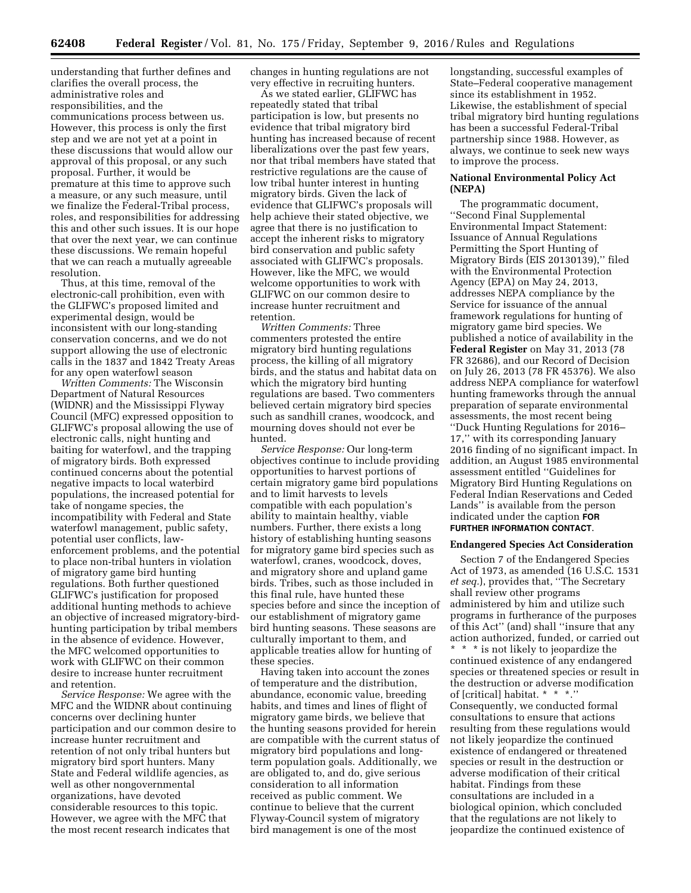understanding that further defines and clarifies the overall process, the administrative roles and responsibilities, and the communications process between us. However, this process is only the first step and we are not yet at a point in these discussions that would allow our approval of this proposal, or any such proposal. Further, it would be premature at this time to approve such a measure, or any such measure, until we finalize the Federal-Tribal process, roles, and responsibilities for addressing this and other such issues. It is our hope that over the next year, we can continue these discussions. We remain hopeful that we can reach a mutually agreeable resolution.

Thus, at this time, removal of the electronic-call prohibition, even with the GLIFWC's proposed limited and experimental design, would be inconsistent with our long-standing conservation concerns, and we do not support allowing the use of electronic calls in the 1837 and 1842 Treaty Areas for any open waterfowl season

*Written Comments:* The Wisconsin Department of Natural Resources (WIDNR) and the Mississippi Flyway Council (MFC) expressed opposition to GLIFWC's proposal allowing the use of electronic calls, night hunting and baiting for waterfowl, and the trapping of migratory birds. Both expressed continued concerns about the potential negative impacts to local waterbird populations, the increased potential for take of nongame species, the incompatibility with Federal and State waterfowl management, public safety, potential user conflicts, law-enforcement problems, and the potential to place non-tribal hunters in violation of migratory game bird hunting regulations. Both further questioned GLIFWC's justification for proposed additional hunting methods to achieve an objective of increased migratory-bird-hunting participation by tribal members in the absence of evidence. However, the MFC welcomed opportunities to work with GLIFWC on their common desire to increase hunter recruitment and retention.

*Service Response:* We agree with the MFC and the WIDNR about continuing concerns over declining hunter participation and our common desire to increase hunter recruitment and retention of not only tribal hunters but migratory bird sport hunters. Many State and Federal wildlife agencies, as well as other nongovernmental organizations, have devoted considerable resources to this topic. However, we agree with the MFC that the most recent research indicates that changes in hunting regulations are not very effective in recruiting hunters.

As we stated earlier, GLIFWC has repeatedly stated that tribal participation is low, but presents no evidence that tribal migratory bird hunting has increased because of recent liberalizations over the past few years, nor that tribal members have stated that restrictive regulations are the cause of low tribal hunter interest in hunting migratory birds. Given the lack of evidence that GLIFWC's proposals will help achieve their stated objective, we agree that there is no justification to accept the inherent risks to migratory bird conservation and public safety associated with GLIFWC's proposals. However, like the MFC, we would welcome opportunities to work with GLIFWC on our common desire to increase hunter recruitment and retention.

*Written Comments:* Three commenters protested the entire migratory bird hunting regulations process, the killing of all migratory birds, and the status and habitat data on which the migratory bird hunting regulations are based. Two commenters believed certain migratory bird species such as sandhill cranes, woodcock, and mourning doves should not ever be hunted.

*Service Response:* Our long-term objectives continue to include providing opportunities to harvest portions of certain migratory game bird populations and to limit harvests to levels compatible with each population's ability to maintain healthy, viable numbers. Further, there exists a long history of establishing hunting seasons for migratory game bird species such as waterfowl, cranes, woodcock, doves, and migratory shore and upland game birds. Tribes, such as those included in this final rule, have hunted these species before and since the inception of our establishment of migratory game bird hunting seasons. These seasons are culturally important to them, and applicable treaties allow for hunting of these species.

Having taken into account the zones of temperature and the distribution, abundance, economic value, breeding habits, and times and lines of flight of migratory game birds, we believe that the hunting seasons provided for herein are compatible with the current status of migratory bird populations and long-term population goals. Additionally, we are obligated to, and do, give serious consideration to all information received as public comment. We continue to believe that the current Flyway-Council system of migratory bird management is one of the most longstanding, successful examples of State–Federal cooperative management since its establishment in 1952. Likewise, the establishment of special tribal migratory bird hunting regulations has been a successful Federal-Tribal partnership since 1988. However, as always, we continue to seek new ways to improve the process.

## National Environmental Policy Act (NEPA)

The programmatic document, ''Second Final Supplemental Environmental Impact Statement: Issuance of Annual Regulations Permitting the Sport Hunting of Migratory Birds (EIS 20130139),'' filed with the Environmental Protection Agency (EPA) on May 24, 2013, addresses NEPA compliance by the Service for issuance of the annual framework regulations for hunting of migratory game bird species. We published a notice of availability in the **Federal Register** on May 31, 2013 (78 FR 32686), and our Record of Decision on July 26, 2013 (78 FR 45376). We also address NEPA compliance for waterfowl hunting frameworks through the annual preparation of separate environmental assessments, the most recent being ''Duck Hunting Regulations for 2016–17,'' with its corresponding January 2016 finding of no significant impact. In addition, an August 1985 environmental assessment entitled ''Guidelines for Migratory Bird Hunting Regulations on Federal Indian Reservations and Ceded Lands'' is available from the person indicated under the caption **FOR FURTHER INFORMATION CONTACT**.

## Endangered Species Act Consideration

Section 7 of the Endangered Species Act of 1973, as amended (16 U.S.C. 1531 *et seq.*), provides that, ''The Secretary shall review other programs administered by him and utilize such programs in furtherance of the purposes of this Act'' (and) shall ''insure that any action authorized, funded, or carried out * * * is not likely to jeopardize the continued existence of any endangered species or threatened species or result in the destruction or adverse modification of [critical] habitat. * * *.'' Consequently, we conducted formal consultations to ensure that actions resulting from these regulations would not likely jeopardize the continued existence of endangered or threatened species or result in the destruction or adverse modification of their critical habitat. Findings from these consultations are included in a biological opinion, which concluded that the regulations are not likely to jeopardize the continued existence of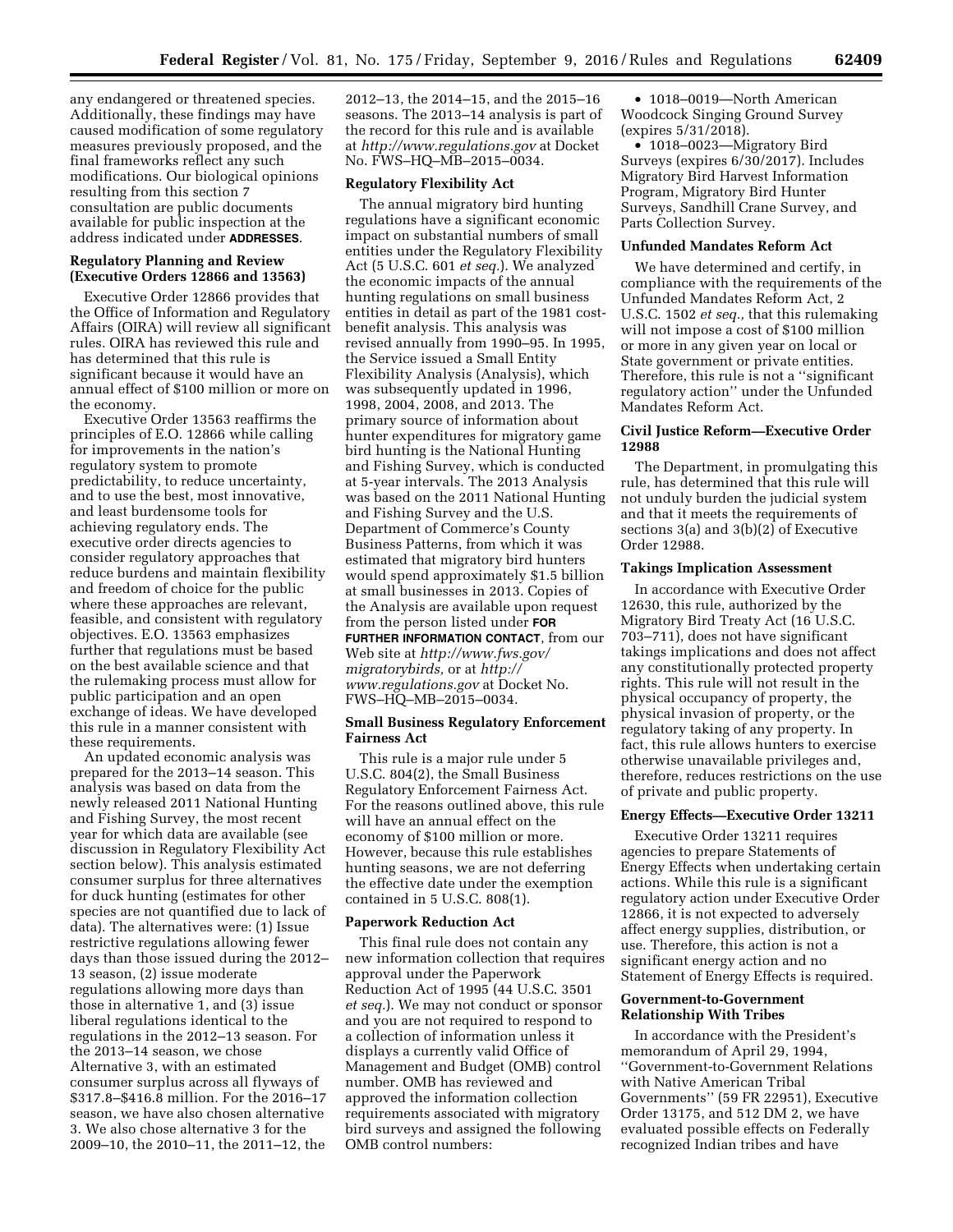any endangered or threatened species. Additionally, these findings may have caused modification of some regulatory measures previously proposed, and the final frameworks reflect any such modifications. Our biological opinions resulting from this section 7 consultation are public documents available for public inspection at the address indicated under **ADDRESSES**.

### Regulatory Planning and Review (Executive Orders 12866 and 13563)

Executive Order 12866 provides that the Office of Information and Regulatory Affairs (OIRA) will review all significant rules. OIRA has reviewed this rule and has determined that this rule is significant because it would have an annual effect of $100 million or more on the economy.

Executive Order 13563 reaffirms the principles of E.O. 12866 while calling for improvements in the nation's regulatory system to promote predictability, to reduce uncertainty, and to use the best, most innovative, and least burdensome tools for achieving regulatory ends. The executive order directs agencies to consider regulatory approaches that reduce burdens and maintain flexibility and freedom of choice for the public where these approaches are relevant, feasible, and consistent with regulatory objectives. E.O. 13563 emphasizes further that regulations must be based on the best available science and that the rulemaking process must allow for public participation and an open exchange of ideas. We have developed this rule in a manner consistent with these requirements.

An updated economic analysis was prepared for the 2013–14 season. This analysis was based on data from the newly released 2011 National Hunting and Fishing Survey, the most recent year for which data are available (see discussion in Regulatory Flexibility Act section below). This analysis estimated consumer surplus for three alternatives for duck hunting (estimates for other species are not quantified due to lack of data). The alternatives were: (1) Issue restrictive regulations allowing fewer days than those issued during the 2012–13 season, (2) issue moderate regulations allowing more days than those in alternative 1, and (3) issue liberal regulations identical to the regulations in the 2012–13 season. For the 2013–14 season, we chose Alternative 3, with an estimated consumer surplus across all flyways of $317.8–$416.8 million. For the 2016–17 season, we have also chosen alternative 3. We also chose alternative 3 for the 2009–10, the 2010–11, the 2011–12, the 2012–13, the 2014–15, and the 2015–16 seasons. The 2013–14 analysis is part of the record for this rule and is available at *http://www.regulations.gov* at Docket No. FWS–HQ–MB–2015–0034.

### Regulatory Flexibility Act

The annual migratory bird hunting regulations have a significant economic impact on substantial numbers of small entities under the Regulatory Flexibility Act (5 U.S.C. 601 *et seq.*). We analyzed the economic impacts of the annual hunting regulations on small business entities in detail as part of the 1981 cost-benefit analysis. This analysis was revised annually from 1990–95. In 1995, the Service issued a Small Entity Flexibility Analysis (Analysis), which was subsequently updated in 1996, 1998, 2004, 2008, and 2013. The primary source of information about hunter expenditures for migratory game bird hunting is the National Hunting and Fishing Survey, which is conducted at 5-year intervals. The 2013 Analysis was based on the 2011 National Hunting and Fishing Survey and the U.S. Department of Commerce's County Business Patterns, from which it was estimated that migratory bird hunters would spend approximately $1.5 billion at small businesses in 2013. Copies of the Analysis are available upon request from the person listed under **FOR FURTHER INFORMATION CONTACT**, from our Web site at *http://www.fws.gov/migratorybirds,* or at *http://www.regulations.gov* at Docket No. FWS–HQ–MB–2015–0034.

### Small Business Regulatory Enforcement Fairness Act

This rule is a major rule under 5 U.S.C. 804(2), the Small Business Regulatory Enforcement Fairness Act. For the reasons outlined above, this rule will have an annual effect on the economy of $100 million or more. However, because this rule establishes hunting seasons, we are not deferring the effective date under the exemption contained in 5 U.S.C. 808(1).

### Paperwork Reduction Act

This final rule does not contain any new information collection that requires approval under the Paperwork Reduction Act of 1995 (44 U.S.C. 3501 *et seq.*). We may not conduct or sponsor and you are not required to respond to a collection of information unless it displays a currently valid Office of Management and Budget (OMB) control number. OMB has reviewed and approved the information collection requirements associated with migratory bird surveys and assigned the following OMB control numbers:

- 1018–0019—North American Woodcock Singing Ground Survey (expires 5/31/2018).
- 1018–0023—Migratory Bird Surveys (expires 6/30/2017). Includes Migratory Bird Harvest Information Program, Migratory Bird Hunter Surveys, Sandhill Crane Survey, and Parts Collection Survey.

### Unfunded Mandates Reform Act

We have determined and certify, in compliance with the requirements of the Unfunded Mandates Reform Act, 2 U.S.C. 1502 *et seq.,* that this rulemaking will not impose a cost of $100 million or more in any given year on local or State government or private entities. Therefore, this rule is not a ''significant regulatory action'' under the Unfunded Mandates Reform Act.

### Civil Justice Reform—Executive Order 12988

The Department, in promulgating this rule, has determined that this rule will not unduly burden the judicial system and that it meets the requirements of sections 3(a) and 3(b)(2) of Executive Order 12988.

### Takings Implication Assessment

In accordance with Executive Order 12630, this rule, authorized by the Migratory Bird Treaty Act (16 U.S.C. 703–711), does not have significant takings implications and does not affect any constitutionally protected property rights. This rule will not result in the physical occupancy of property, the physical invasion of property, or the regulatory taking of any property. In fact, this rule allows hunters to exercise otherwise unavailable privileges and, therefore, reduces restrictions on the use of private and public property.

### Energy Effects—Executive Order 13211

Executive Order 13211 requires agencies to prepare Statements of Energy Effects when undertaking certain actions. While this rule is a significant regulatory action under Executive Order 12866, it is not expected to adversely affect energy supplies, distribution, or use. Therefore, this action is not a significant energy action and no Statement of Energy Effects is required.

### Government-to-Government Relationship With Tribes

In accordance with the President's memorandum of April 29, 1994, ''Government-to-Government Relations with Native American Tribal Governments'' (59 FR 22951), Executive Order 13175, and 512 DM 2, we have evaluated possible effects on Federally recognized Indian tribes and have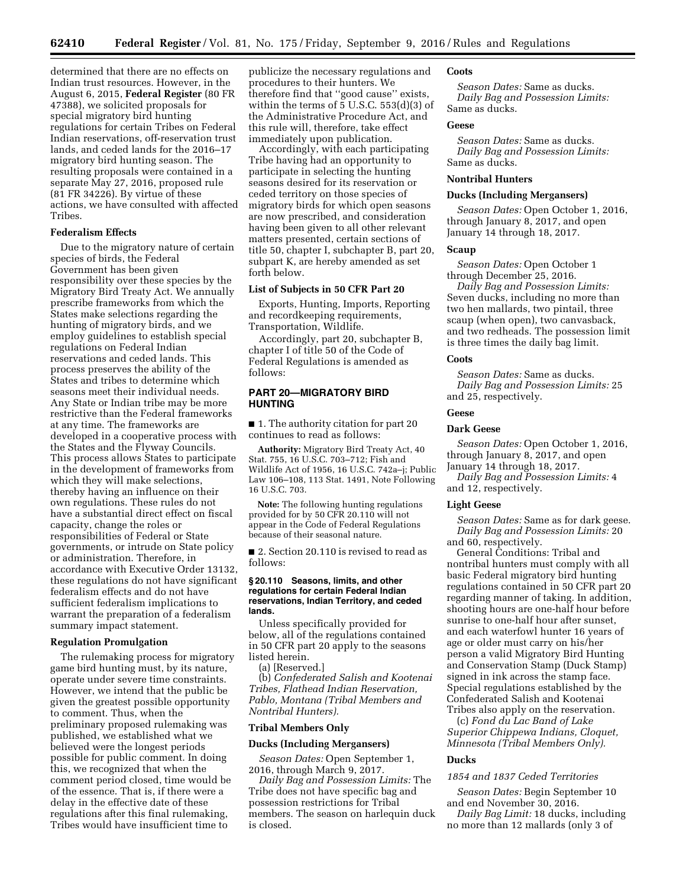determined that there are no effects on Indian trust resources. However, in the August 6, 2015, **Federal Register** (80 FR 47388), we solicited proposals for special migratory bird hunting regulations for certain Tribes on Federal Indian reservations, off-reservation trust lands, and ceded lands for the 2016–17 migratory bird hunting season. The resulting proposals were contained in a separate May 27, 2016, proposed rule (81 FR 34226). By virtue of these actions, we have consulted with affected Tribes.

### Federalism Effects

Due to the migratory nature of certain species of birds, the Federal Government has been given responsibility over these species by the Migratory Bird Treaty Act. We annually prescribe frameworks from which the States make selections regarding the hunting of migratory birds, and we employ guidelines to establish special regulations on Federal Indian reservations and ceded lands. This process preserves the ability of the States and tribes to determine which seasons meet their individual needs. Any State or Indian tribe may be more restrictive than the Federal frameworks at any time. The frameworks are developed in a cooperative process with the States and the Flyway Councils. This process allows States to participate in the development of frameworks from which they will make selections, thereby having an influence on their own regulations. These rules do not have a substantial direct effect on fiscal capacity, change the roles or responsibilities of Federal or State governments, or intrude on State policy or administration. Therefore, in accordance with Executive Order 13132, these regulations do not have significant federalism effects and do not have sufficient federalism implications to warrant the preparation of a federalism summary impact statement.

### Regulation Promulgation

The rulemaking process for migratory game bird hunting must, by its nature, operate under severe time constraints. However, we intend that the public be given the greatest possible opportunity to comment. Thus, when the preliminary proposed rulemaking was published, we established what we believed were the longest periods possible for public comment. In doing this, we recognized that when the comment period closed, time would be of the essence. That is, if there were a delay in the effective date of these regulations after this final rulemaking, Tribes would have insufficient time to publicize the necessary regulations and procedures to their hunters. We therefore find that "good cause" exists, within the terms of 5 U.S.C. 553(d)(3) of the Administrative Procedure Act, and this rule will, therefore, take effect immediately upon publication.

Accordingly, with each participating Tribe having had an opportunity to participate in selecting the hunting seasons desired for its reservation or ceded territory on those species of migratory birds for which open seasons are now prescribed, and consideration having been given to all other relevant matters presented, certain sections of title 50, chapter I, subchapter B, part 20, subpart K, are hereby amended as set forth below.

### List of Subjects in 50 CFR Part 20

Exports, Hunting, Imports, Reporting and recordkeeping requirements, Transportation, Wildlife.

Accordingly, part 20, subchapter B, chapter I of title 50 of the Code of Federal Regulations is amended as follows:

## PART 20—MIGRATORY BIRD HUNTING

■ 1. The authority citation for part 20 continues to read as follows:

**Authority:** Migratory Bird Treaty Act, 40 Stat. 755, 16 U.S.C. 703–712; Fish and Wildlife Act of 1956, 16 U.S.C. 742a–j; Public Law 106–108, 113 Stat. 1491, Note Following 16 U.S.C. 703.

**Note:** The following hunting regulations provided for by 50 CFR 20.110 will not appear in the Code of Federal Regulations because of their seasonal nature.

■ 2. Section 20.110 is revised to read as follows:

### § 20.110 Seasons, limits, and other regulations for certain Federal Indian reservations, Indian Territory, and ceded lands.

Unless specifically provided for below, all of the regulations contained in 50 CFR part 20 apply to the seasons listed herein.

(a) [Reserved.]

(b) *Confederated Salish and Kootenai Tribes, Flathead Indian Reservation, Pablo, Montana (Tribal Members and Nontribal Hunters).*

**Tribal Members Only**

**Ducks (Including Mergansers)**

*Season Dates:* Open September 1, 2016, through March 9, 2017.

*Daily Bag and Possession Limits:* The Tribe does not have specific bag and possession restrictions for Tribal members. The season on harlequin duck is closed.

**Coots**

*Season Dates:* Same as ducks.

*Daily Bag and Possession Limits:* Same as ducks.

**Geese**

*Season Dates:* Same as ducks.

*Daily Bag and Possession Limits:* Same as ducks.

**Nontribal Hunters**

**Ducks (Including Mergansers)**

*Season Dates:* Open October 1, 2016, through January 8, 2017, and open January 14 through 18, 2017.

**Scaup**

*Season Dates:* Open October 1 through December 25, 2016.

*Daily Bag and Possession Limits:* Seven ducks, including no more than two hen mallards, two pintail, three scaup (when open), two canvasback, and two redheads. The possession limit is three times the daily bag limit.

**Coots**

*Season Dates:* Same as ducks.

*Daily Bag and Possession Limits:* 25 and 25, respectively.

**Geese**

**Dark Geese**

*Season Dates:* Open October 1, 2016, through January 8, 2017, and open January 14 through 18, 2017.

*Daily Bag and Possession Limits:* 4 and 12, respectively.

**Light Geese**

*Season Dates:* Same as for dark geese.

*Daily Bag and Possession Limits:* 20 and 60, respectively.

General Conditions: Tribal and nontribal hunters must comply with all basic Federal migratory bird hunting regulations contained in 50 CFR part 20 regarding manner of taking. In addition, shooting hours are one-half hour before sunrise to one-half hour after sunset, and each waterfowl hunter 16 years of age or older must carry on his/her person a valid Migratory Bird Hunting and Conservation Stamp (Duck Stamp) signed in ink across the stamp face. Special regulations established by the Confederated Salish and Kootenai Tribes also apply on the reservation.

(c) *Fond du Lac Band of Lake Superior Chippewa Indians, Cloquet, Minnesota (Tribal Members Only).*

**Ducks**

*1854 and 1837 Ceded Territories*

*Season Dates:* Begin September 10 and end November 30, 2016.

*Daily Bag Limit:* 18 ducks, including no more than 12 mallards (only 3 of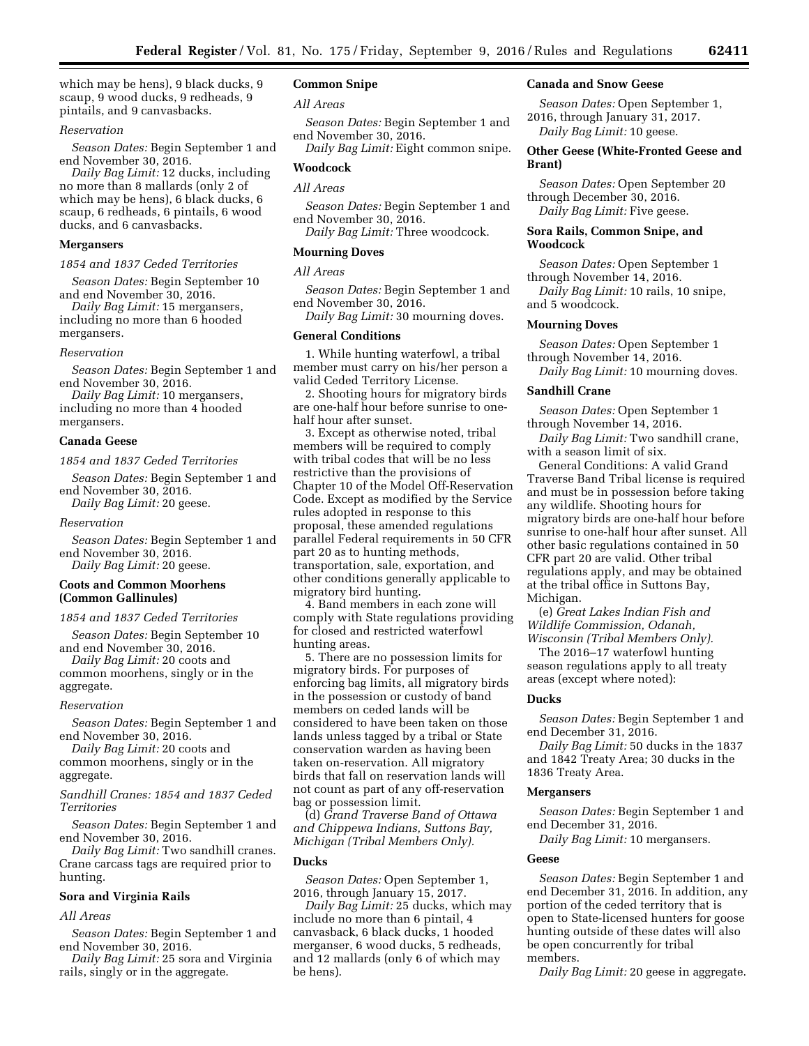which may be hens), 9 black ducks, 9 scaup, 9 wood ducks, 9 redheads, 9 pintails, and 9 canvasbacks.

*Reservation*

*Season Dates:* Begin September 1 and end November 30, 2016.

*Daily Bag Limit:* 12 ducks, including no more than 8 mallards (only 2 of which may be hens), 6 black ducks, 6 scaup, 6 redheads, 6 pintails, 6 wood ducks, and 6 canvasbacks.

**Mergansers**

*1854 and 1837 Ceded Territories*

*Season Dates:* Begin September 10 and end November 30, 2016.

*Daily Bag Limit:* 15 mergansers, including no more than 6 hooded mergansers.

*Reservation*

*Season Dates:* Begin September 1 and end November 30, 2016.

*Daily Bag Limit:* 10 mergansers, including no more than 4 hooded mergansers.

**Canada Geese**

*1854 and 1837 Ceded Territories*

*Season Dates:* Begin September 1 and end November 30, 2016.

*Daily Bag Limit:* 20 geese.

*Reservation*

*Season Dates:* Begin September 1 and end November 30, 2016.

*Daily Bag Limit:* 20 geese.

**Coots and Common Moorhens (Common Gallinules)**

*1854 and 1837 Ceded Territories*

*Season Dates:* Begin September 10 and end November 30, 2016.

*Daily Bag Limit:* 20 coots and common moorhens, singly or in the aggregate.

*Reservation*

*Season Dates:* Begin September 1 and end November 30, 2016.

*Daily Bag Limit:* 20 coots and common moorhens, singly or in the aggregate.

*Sandhill Cranes: 1854 and 1837 Ceded Territories*

*Season Dates:* Begin September 1 and end November 30, 2016.

*Daily Bag Limit:* Two sandhill cranes. Crane carcass tags are required prior to hunting.

**Sora and Virginia Rails**

*All Areas*

*Season Dates:* Begin September 1 and end November 30, 2016.

*Daily Bag Limit:* 25 sora and Virginia rails, singly or in the aggregate.

**Common Snipe**

*All Areas*

*Season Dates:* Begin September 1 and end November 30, 2016.

*Daily Bag Limit:* Eight common snipe.

**Woodcock**

*All Areas*

*Season Dates:* Begin September 1 and end November 30, 2016.

*Daily Bag Limit:* Three woodcock.

**Mourning Doves**

*All Areas*

*Season Dates:* Begin September 1 and end November 30, 2016.

*Daily Bag Limit:* 30 mourning doves.

**General Conditions**

1. While hunting waterfowl, a tribal member must carry on his/her person a valid Ceded Territory License.

2. Shooting hours for migratory birds are one-half hour before sunrise to one-half hour after sunset.

3. Except as otherwise noted, tribal members will be required to comply with tribal codes that will be no less restrictive than the provisions of Chapter 10 of the Model Off-Reservation Code. Except as modified by the Service rules adopted in response to this proposal, these amended regulations parallel Federal requirements in 50 CFR part 20 as to hunting methods, transportation, sale, exportation, and other conditions generally applicable to migratory bird hunting.

4. Band members in each zone will comply with State regulations providing for closed and restricted waterfowl hunting areas.

5. There are no possession limits for migratory birds. For purposes of enforcing bag limits, all migratory birds in the possession or custody of band members on ceded lands will be considered to have been taken on those lands unless tagged by a tribal or State conservation warden as having been taken on-reservation. All migratory birds that fall on reservation lands will not count as part of any off-reservation bag or possession limit.

(d) *Grand Traverse Band of Ottawa and Chippewa Indians, Suttons Bay, Michigan (Tribal Members Only).*

**Ducks**

*Season Dates:* Open September 1, 2016, through January 15, 2017.

*Daily Bag Limit:* 25 ducks, which may include no more than 6 pintail, 4 canvasback, 6 black ducks, 1 hooded merganser, 6 wood ducks, 5 redheads, and 12 mallards (only 6 of which may be hens).

**Canada and Snow Geese**

*Season Dates:* Open September 1, 2016, through January 31, 2017.

*Daily Bag Limit:* 10 geese.

**Other Geese (White-Fronted Geese and Brant)**

*Season Dates:* Open September 20 through December 30, 2016.

*Daily Bag Limit:* Five geese.

**Sora Rails, Common Snipe, and Woodcock**

*Season Dates:* Open September 1 through November 14, 2016.

*Daily Bag Limit:* 10 rails, 10 snipe, and 5 woodcock.

**Mourning Doves**

*Season Dates:* Open September 1 through November 14, 2016.

*Daily Bag Limit:* 10 mourning doves.

**Sandhill Crane**

*Season Dates:* Open September 1 through November 14, 2016.

*Daily Bag Limit:* Two sandhill crane, with a season limit of six.

General Conditions: A valid Grand Traverse Band Tribal license is required and must be in possession before taking any wildlife. Shooting hours for migratory birds are one-half hour before sunrise to one-half hour after sunset. All other basic regulations contained in 50 CFR part 20 are valid. Other tribal regulations apply, and may be obtained at the tribal office in Suttons Bay, Michigan.

(e) *Great Lakes Indian Fish and Wildlife Commission, Odanah, Wisconsin (Tribal Members Only).*

The 2016–17 waterfowl hunting season regulations apply to all treaty areas (except where noted):

**Ducks**

*Season Dates:* Begin September 1 and end December 31, 2016.

*Daily Bag Limit:* 50 ducks in the 1837 and 1842 Treaty Area; 30 ducks in the 1836 Treaty Area.

**Mergansers**

*Season Dates:* Begin September 1 and end December 31, 2016.

*Daily Bag Limit:* 10 mergansers.

**Geese**

*Season Dates:* Begin September 1 and end December 31, 2016. In addition, any portion of the ceded territory that is open to State-licensed hunters for goose hunting outside of these dates will also be open concurrently for tribal members.

*Daily Bag Limit:* 20 geese in aggregate.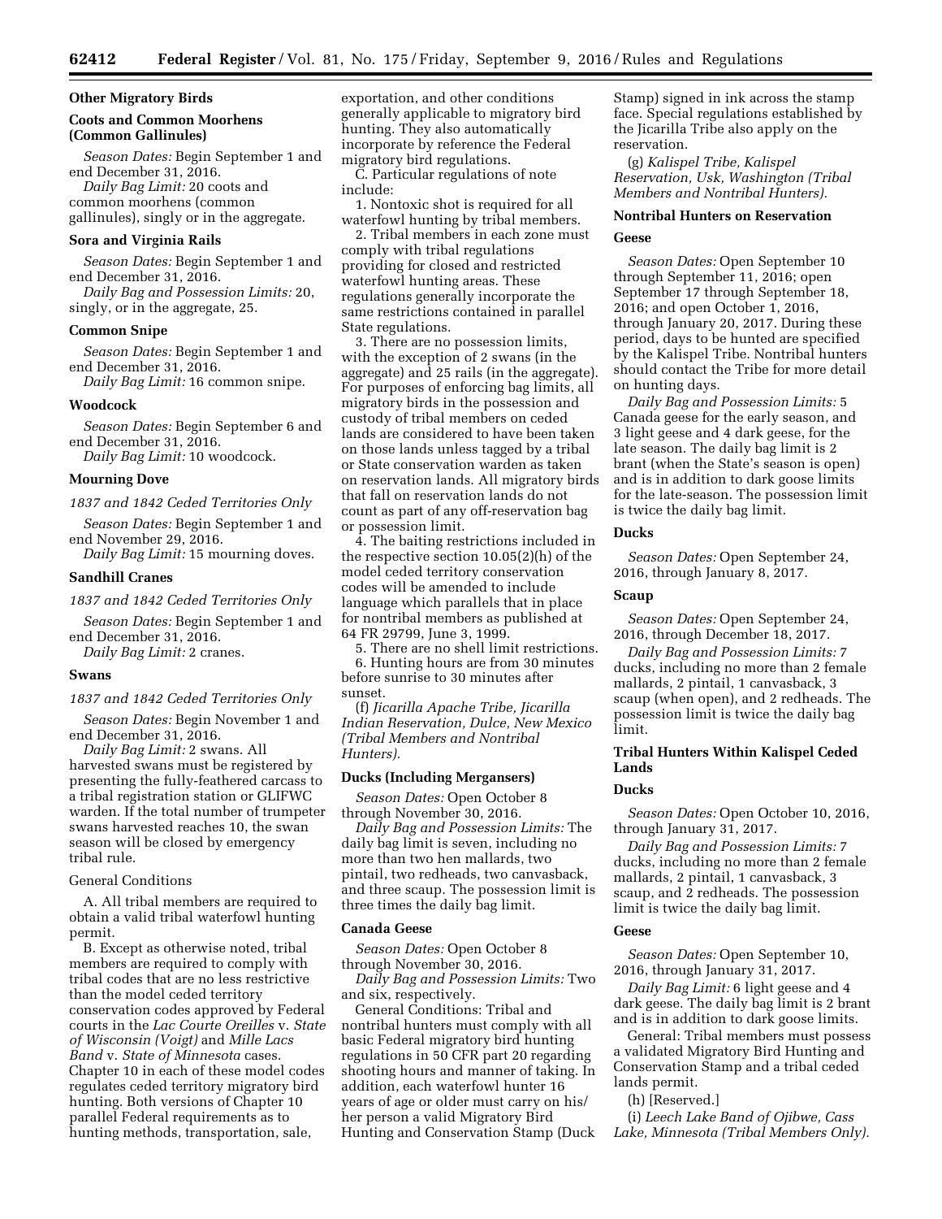### Other Migratory Birds

#### Coots and Common Moorhens (Common Gallinules)

*Season Dates:* Begin September 1 and end December 31, 2016.

*Daily Bag Limit:* 20 coots and common moorhens (common gallinules), singly or in the aggregate.

#### Sora and Virginia Rails

*Season Dates:* Begin September 1 and end December 31, 2016.

*Daily Bag and Possession Limits:* 20, singly, or in the aggregate, 25.

#### Common Snipe

*Season Dates:* Begin September 1 and end December 31, 2016.

*Daily Bag Limit:* 16 common snipe.

#### Woodcock

*Season Dates:* Begin September 6 and end December 31, 2016.

*Daily Bag Limit:* 10 woodcock.

#### Mourning Dove

*1837 and 1842 Ceded Territories Only*

*Season Dates:* Begin September 1 and end November 29, 2016.

*Daily Bag Limit:* 15 mourning doves.

#### Sandhill Cranes

*1837 and 1842 Ceded Territories Only*

*Season Dates:* Begin September 1 and end December 31, 2016.

*Daily Bag Limit:* 2 cranes.

#### Swans

*1837 and 1842 Ceded Territories Only*

*Season Dates:* Begin November 1 and end December 31, 2016.

*Daily Bag Limit:* 2 swans. All harvested swans must be registered by presenting the fully-feathered carcass to a tribal registration station or GLIFWC warden. If the total number of trumpeter swans harvested reaches 10, the swan season will be closed by emergency tribal rule.

General Conditions

A. All tribal members are required to obtain a valid tribal waterfowl hunting permit.

B. Except as otherwise noted, tribal members are required to comply with tribal codes that are no less restrictive than the model ceded territory conservation codes approved by Federal courts in the *Lac Courte Oreilles* v. *State of Wisconsin (Voigt)* and *Mille Lacs Band* v. *State of Minnesota* cases. Chapter 10 in each of these model codes regulates ceded territory migratory bird hunting. Both versions of Chapter 10 parallel Federal requirements as to hunting methods, transportation, sale, exportation, and other conditions generally applicable to migratory bird hunting. They also automatically incorporate by reference the Federal migratory bird regulations.

C. Particular regulations of note include:

1. Nontoxic shot is required for all waterfowl hunting by tribal members.

2. Tribal members in each zone must comply with tribal regulations providing for closed and restricted waterfowl hunting areas. These regulations generally incorporate the same restrictions contained in parallel State regulations.

3. There are no possession limits, with the exception of 2 swans (in the aggregate) and 25 rails (in the aggregate). For purposes of enforcing bag limits, all migratory birds in the possession and custody of tribal members on ceded lands are considered to have been taken on those lands unless tagged by a tribal or State conservation warden as taken on reservation lands. All migratory birds that fall on reservation lands do not count as part of any off-reservation bag or possession limit.

4. The baiting restrictions included in the respective section 10.05(2)(h) of the model ceded territory conservation codes will be amended to include language which parallels that in place for nontribal members as published at 64 FR 29799, June 3, 1999.

5. There are no shell limit restrictions.

6. Hunting hours are from 30 minutes before sunrise to 30 minutes after sunset.

(f) *Jicarilla Apache Tribe, Jicarilla Indian Reservation, Dulce, New Mexico (Tribal Members and Nontribal Hunters).*

#### Ducks (Including Mergansers)

*Season Dates:* Open October 8 through November 30, 2016.

*Daily Bag and Possession Limits:* The daily bag limit is seven, including no more than two hen mallards, two pintail, two redheads, two canvasback, and three scaup. The possession limit is three times the daily bag limit.

#### Canada Geese

*Season Dates:* Open October 8 through November 30, 2016.

*Daily Bag and Possession Limits:* Two and six, respectively.

General Conditions: Tribal and nontribal hunters must comply with all basic Federal migratory bird hunting regulations in 50 CFR part 20 regarding shooting hours and manner of taking. In addition, each waterfowl hunter 16 years of age or older must carry on his/her person a valid Migratory Bird Hunting and Conservation Stamp (Duck Stamp) signed in ink across the stamp face. Special regulations established by the Jicarilla Tribe also apply on the reservation.

(g) *Kalispel Tribe, Kalispel Reservation, Usk, Washington (Tribal Members and Nontribal Hunters).*

### Nontribal Hunters on Reservation

#### Geese

*Season Dates:* Open September 10 through September 11, 2016; open September 17 through September 18, 2016; and open October 1, 2016, through January 20, 2017. During these period, days to be hunted are specified by the Kalispel Tribe. Nontribal hunters should contact the Tribe for more detail on hunting days.

*Daily Bag and Possession Limits:* 5 Canada geese for the early season, and 3 light geese and 4 dark geese, for the late season. The daily bag limit is 2 brant (when the State's season is open) and is in addition to dark goose limits for the late-season. The possession limit is twice the daily bag limit.

#### Ducks

*Season Dates:* Open September 24, 2016, through January 8, 2017.

#### Scaup

*Season Dates:* Open September 24, 2016, through December 18, 2017.

*Daily Bag and Possession Limits:* 7 ducks, including no more than 2 female mallards, 2 pintail, 1 canvasback, 3 scaup (when open), and 2 redheads. The possession limit is twice the daily bag limit.

### Tribal Hunters Within Kalispel Ceded Lands

#### Ducks

*Season Dates:* Open October 10, 2016, through January 31, 2017.

*Daily Bag and Possession Limits:* 7 ducks, including no more than 2 female mallards, 2 pintail, 1 canvasback, 3 scaup, and 2 redheads. The possession limit is twice the daily bag limit.

#### Geese

*Season Dates:* Open September 10, 2016, through January 31, 2017.

*Daily Bag Limit:* 6 light geese and 4 dark geese. The daily bag limit is 2 brant and is in addition to dark goose limits.

General: Tribal members must possess a validated Migratory Bird Hunting and Conservation Stamp and a tribal ceded lands permit.

(h) [Reserved.]

(i) *Leech Lake Band of Ojibwe, Cass Lake, Minnesota (Tribal Members Only).*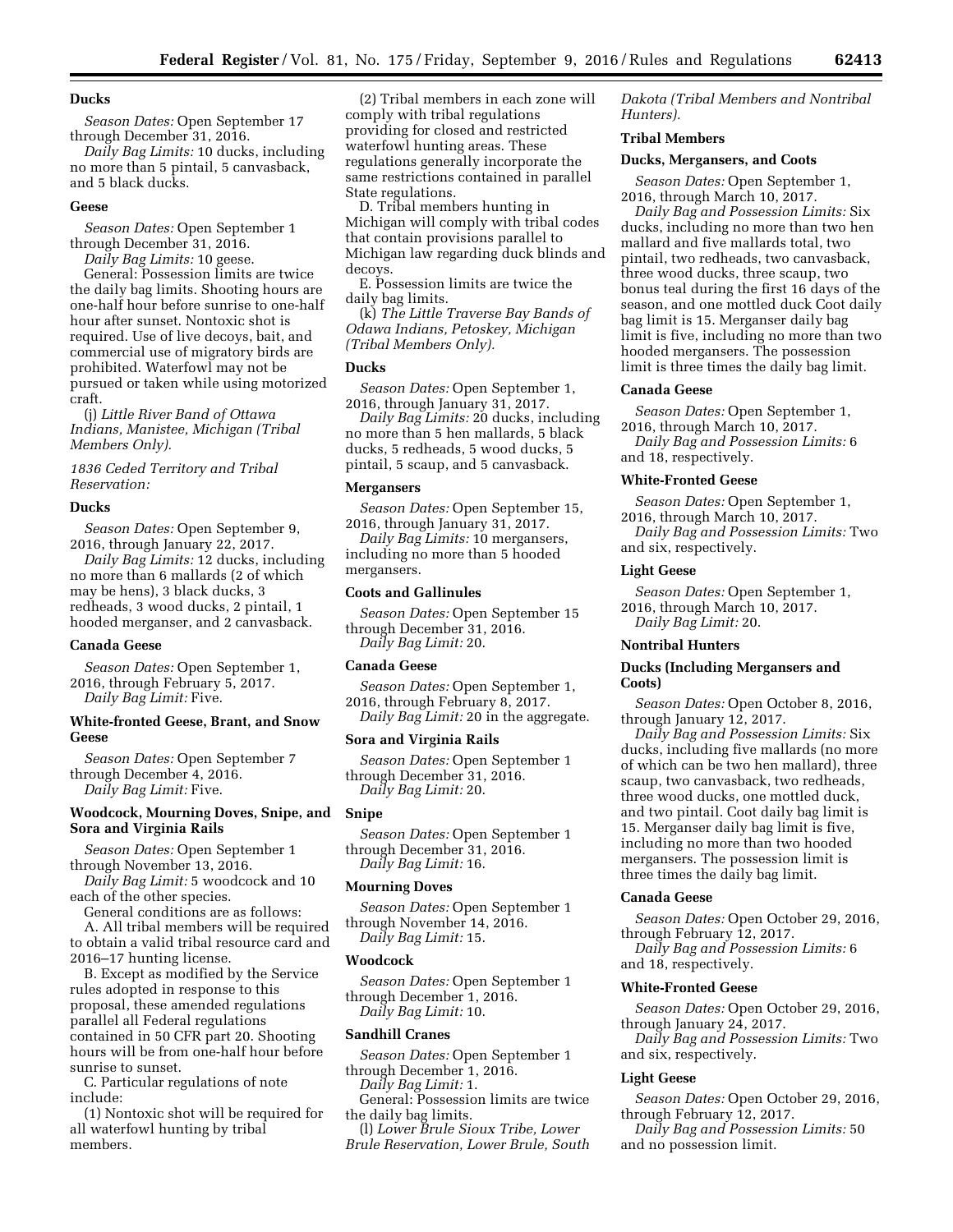### Ducks

*Season Dates:* Open September 17 through December 31, 2016.

*Daily Bag Limits:* 10 ducks, including no more than 5 pintail, 5 canvasback, and 5 black ducks.

### Geese

*Season Dates:* Open September 1 through December 31, 2016.

*Daily Bag Limits:* 10 geese.

General: Possession limits are twice the daily bag limits. Shooting hours are one-half hour before sunrise to one-half hour after sunset. Nontoxic shot is required. Use of live decoys, bait, and commercial use of migratory birds are prohibited. Waterfowl may not be pursued or taken while using motorized craft.

(j) *Little River Band of Ottawa Indians, Manistee, Michigan (Tribal Members Only).*

*1836 Ceded Territory and Tribal Reservation:*

### Ducks

*Season Dates:* Open September 9, 2016, through January 22, 2017.

*Daily Bag Limits:* 12 ducks, including no more than 6 mallards (2 of which may be hens), 3 black ducks, 3 redheads, 3 wood ducks, 2 pintail, 1 hooded merganser, and 2 canvasback.

### Canada Geese

*Season Dates:* Open September 1, 2016, through February 5, 2017.

*Daily Bag Limit:* Five.

### White-fronted Geese, Brant, and Snow Geese

*Season Dates:* Open September 7 through December 4, 2016.

*Daily Bag Limit:* Five.

### Woodcock, Mourning Doves, Snipe, and Sora and Virginia Rails

*Season Dates:* Open September 1 through November 13, 2016.

*Daily Bag Limit:* 5 woodcock and 10 each of the other species.

General conditions are as follows:

A. All tribal members will be required to obtain a valid tribal resource card and 2016–17 hunting license.

B. Except as modified by the Service rules adopted in response to this proposal, these amended regulations parallel all Federal regulations contained in 50 CFR part 20. Shooting hours will be from one-half hour before sunrise to sunset.

C. Particular regulations of note include:

(1) Nontoxic shot will be required for all waterfowl hunting by tribal members.

(2) Tribal members in each zone will comply with tribal regulations providing for closed and restricted waterfowl hunting areas. These regulations generally incorporate the same restrictions contained in parallel State regulations.

D. Tribal members hunting in Michigan will comply with tribal codes that contain provisions parallel to Michigan law regarding duck blinds and decoys.

E. Possession limits are twice the daily bag limits.

(k) *The Little Traverse Bay Bands of Odawa Indians, Petoskey, Michigan (Tribal Members Only).*

### Ducks

*Season Dates:* Open September 1, 2016, through January 31, 2017.

*Daily Bag Limits:* 20 ducks, including no more than 5 hen mallards, 5 black ducks, 5 redheads, 5 wood ducks, 5 pintail, 5 scaup, and 5 canvasback.

### Mergansers

*Season Dates:* Open September 15, 2016, through January 31, 2017.

*Daily Bag Limits:* 10 mergansers, including no more than 5 hooded mergansers.

### Coots and Gallinules

*Season Dates:* Open September 15 through December 31, 2016.

*Daily Bag Limit:* 20.

### Canada Geese

*Season Dates:* Open September 1, 2016, through February 8, 2017.

*Daily Bag Limit:* 20 in the aggregate.

### Sora and Virginia Rails

*Season Dates:* Open September 1 through December 31, 2016.

*Daily Bag Limit:* 20.

### Snipe

*Season Dates:* Open September 1 through December 31, 2016.

*Daily Bag Limit:* 16.

### Mourning Doves

*Season Dates:* Open September 1 through November 14, 2016.

*Daily Bag Limit:* 15.

### Woodcock

*Season Dates:* Open September 1 through December 1, 2016.

*Daily Bag Limit:* 10.

### Sandhill Cranes

*Season Dates:* Open September 1 through December 1, 2016.

*Daily Bag Limit:* 1.

General: Possession limits are twice the daily bag limits.

(l) *Lower Brule Sioux Tribe, Lower Brule Reservation, Lower Brule, South Dakota (Tribal Members and Nontribal Hunters).*

### Tribal Members

### Ducks, Mergansers, and Coots

*Season Dates:* Open September 1, 2016, through March 10, 2017.

*Daily Bag and Possession Limits:* Six ducks, including no more than two hen mallard and five mallards total, two pintail, two redheads, two canvasback, three wood ducks, three scaup, two bonus teal during the first 16 days of the season, and one mottled duck Coot daily bag limit is 15. Merganser daily bag limit is five, including no more than two hooded mergansers. The possession limit is three times the daily bag limit.

### Canada Geese

*Season Dates:* Open September 1, 2016, through March 10, 2017.

*Daily Bag and Possession Limits:* 6 and 18, respectively.

### White-Fronted Geese

*Season Dates:* Open September 1, 2016, through March 10, 2017.

*Daily Bag and Possession Limits:* Two and six, respectively.

### Light Geese

*Season Dates:* Open September 1, 2016, through March 10, 2017.

*Daily Bag Limit:* 20.

### Nontribal Hunters

### Ducks (Including Mergansers and Coots)

*Season Dates:* Open October 8, 2016, through January 12, 2017.

*Daily Bag and Possession Limits:* Six ducks, including five mallards (no more of which can be two hen mallard), three scaup, two canvasback, two redheads, three wood ducks, one mottled duck, and two pintail. Coot daily bag limit is 15. Merganser daily bag limit is five, including no more than two hooded mergansers. The possession limit is three times the daily bag limit.

### Canada Geese

*Season Dates:* Open October 29, 2016, through February 12, 2017.

*Daily Bag and Possession Limits:* 6 and 18, respectively.

### White-Fronted Geese

*Season Dates:* Open October 29, 2016, through January 24, 2017.

*Daily Bag and Possession Limits:* Two and six, respectively.

### Light Geese

*Season Dates:* Open October 29, 2016, through February 12, 2017.

*Daily Bag and Possession Limits:* 50 and no possession limit.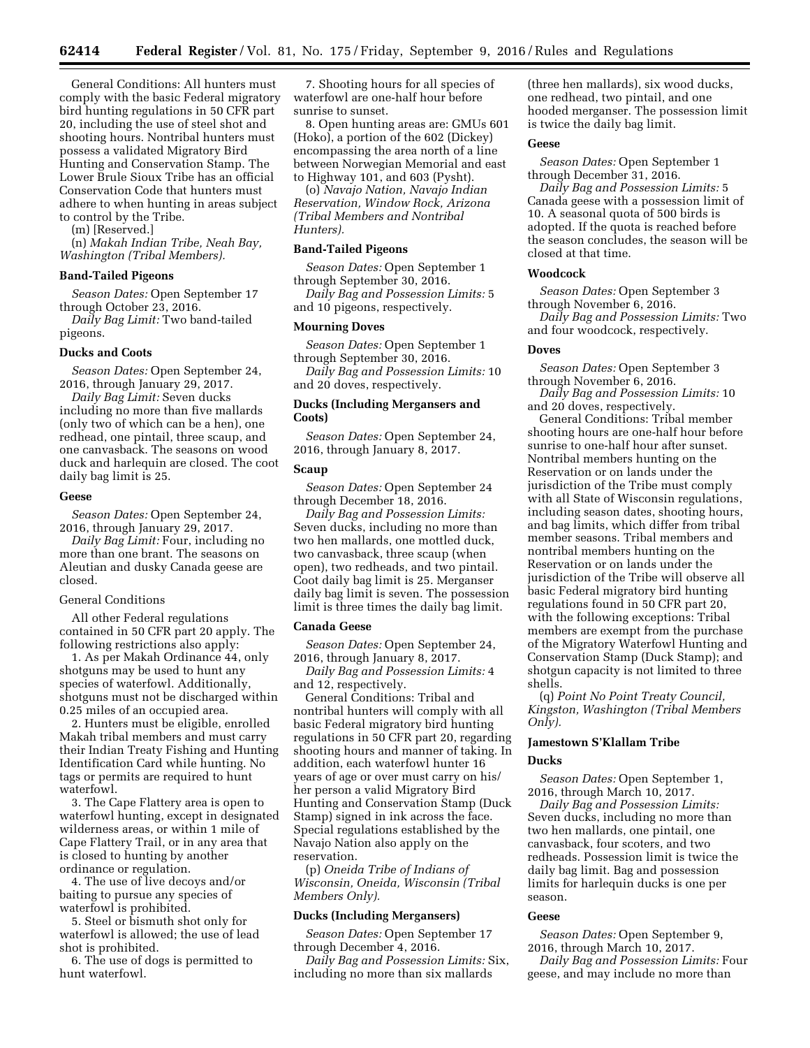General Conditions: All hunters must comply with the basic Federal migratory bird hunting regulations in 50 CFR part 20, including the use of steel shot and shooting hours. Nontribal hunters must possess a validated Migratory Bird Hunting and Conservation Stamp. The Lower Brule Sioux Tribe has an official Conservation Code that hunters must adhere to when hunting in areas subject to control by the Tribe.

(m) [Reserved.]

(n) *Makah Indian Tribe, Neah Bay, Washington (Tribal Members).*

### Band-Tailed Pigeons

*Season Dates:* Open September 17 through October 23, 2016.

*Daily Bag Limit:* Two band-tailed pigeons.

### Ducks and Coots

*Season Dates:* Open September 24, 2016, through January 29, 2017.

*Daily Bag Limit:* Seven ducks including no more than five mallards (only two of which can be a hen), one redhead, one pintail, three scaup, and one canvasback. The seasons on wood duck and harlequin are closed. The coot daily bag limit is 25.

### Geese

*Season Dates:* Open September 24, 2016, through January 29, 2017.

*Daily Bag Limit:* Four, including no more than one brant. The seasons on Aleutian and dusky Canada geese are closed.

General Conditions

All other Federal regulations contained in 50 CFR part 20 apply. The following restrictions also apply:

1. As per Makah Ordinance 44, only shotguns may be used to hunt any species of waterfowl. Additionally, shotguns must not be discharged within 0.25 miles of an occupied area.

2. Hunters must be eligible, enrolled Makah tribal members and must carry their Indian Treaty Fishing and Hunting Identification Card while hunting. No tags or permits are required to hunt waterfowl.

3. The Cape Flattery area is open to waterfowl hunting, except in designated wilderness areas, or within 1 mile of Cape Flattery Trail, or in any area that is closed to hunting by another ordinance or regulation.

4. The use of live decoys and/or baiting to pursue any species of waterfowl is prohibited.

5. Steel or bismuth shot only for waterfowl is allowed; the use of lead shot is prohibited.

6. The use of dogs is permitted to hunt waterfowl.

7. Shooting hours for all species of waterfowl are one-half hour before sunrise to sunset.

8. Open hunting areas are: GMUs 601 (Hoko), a portion of the 602 (Dickey) encompassing the area north of a line between Norwegian Memorial and east to Highway 101, and 603 (Pysht).

(o) *Navajo Nation, Navajo Indian Reservation, Window Rock, Arizona (Tribal Members and Nontribal Hunters).*

### Band-Tailed Pigeons

*Season Dates:* Open September 1 through September 30, 2016.

*Daily Bag and Possession Limits:* 5 and 10 pigeons, respectively.

### Mourning Doves

*Season Dates:* Open September 1 through September 30, 2016.

*Daily Bag and Possession Limits:* 10 and 20 doves, respectively.

### Ducks (Including Mergansers and Coots)

*Season Dates:* Open September 24, 2016, through January 8, 2017.

### Scaup

*Season Dates:* Open September 24 through December 18, 2016.

*Daily Bag and Possession Limits:* Seven ducks, including no more than two hen mallards, one mottled duck, two canvasback, three scaup (when open), two redheads, and two pintail. Coot daily bag limit is 25. Merganser daily bag limit is seven. The possession limit is three times the daily bag limit.

### Canada Geese

*Season Dates:* Open September 24, 2016, through January 8, 2017.

*Daily Bag and Possession Limits:* 4 and 12, respectively.

General Conditions: Tribal and nontribal hunters will comply with all basic Federal migratory bird hunting regulations in 50 CFR part 20, regarding shooting hours and manner of taking. In addition, each waterfowl hunter 16 years of age or over must carry on his/her person a valid Migratory Bird Hunting and Conservation Stamp (Duck Stamp) signed in ink across the face. Special regulations established by the Navajo Nation also apply on the reservation.

(p) *Oneida Tribe of Indians of Wisconsin, Oneida, Wisconsin (Tribal Members Only).*

### Ducks (Including Mergansers)

*Season Dates:* Open September 17 through December 4, 2016.

*Daily Bag and Possession Limits:* Six, including no more than six mallards (three hen mallards), six wood ducks, one redhead, two pintail, and one hooded merganser. The possession limit is twice the daily bag limit.

### Geese

*Season Dates:* Open September 1 through December 31, 2016.

*Daily Bag and Possession Limits:* 5 Canada geese with a possession limit of 10. A seasonal quota of 500 birds is adopted. If the quota is reached before the season concludes, the season will be closed at that time.

### Woodcock

*Season Dates:* Open September 3 through November 6, 2016.

*Daily Bag and Possession Limits:* Two and four woodcock, respectively.

### Doves

*Season Dates:* Open September 3 through November 6, 2016.

*Daily Bag and Possession Limits:* 10 and 20 doves, respectively.

General Conditions: Tribal member shooting hours are one-half hour before sunrise to one-half hour after sunset. Nontribal members hunting on the Reservation or on lands under the jurisdiction of the Tribe must comply with all State of Wisconsin regulations, including season dates, shooting hours, and bag limits, which differ from tribal member seasons. Tribal members and nontribal members hunting on the Reservation or on lands under the jurisdiction of the Tribe will observe all basic Federal migratory bird hunting regulations found in 50 CFR part 20, with the following exceptions: Tribal members are exempt from the purchase of the Migratory Waterfowl Hunting and Conservation Stamp (Duck Stamp); and shotgun capacity is not limited to three shells.

(q) *Point No Point Treaty Council, Kingston, Washington (Tribal Members Only).*

### Jamestown S'Klallam Tribe

### Ducks

*Season Dates:* Open September 1, 2016, through March 10, 2017.

*Daily Bag and Possession Limits:* Seven ducks, including no more than two hen mallards, one pintail, one canvasback, four scoters, and two redheads. Possession limit is twice the daily bag limit. Bag and possession limits for harlequin ducks is one per season.

### Geese

*Season Dates:* Open September 9, 2016, through March 10, 2017.

*Daily Bag and Possession Limits:* Four geese, and may include no more than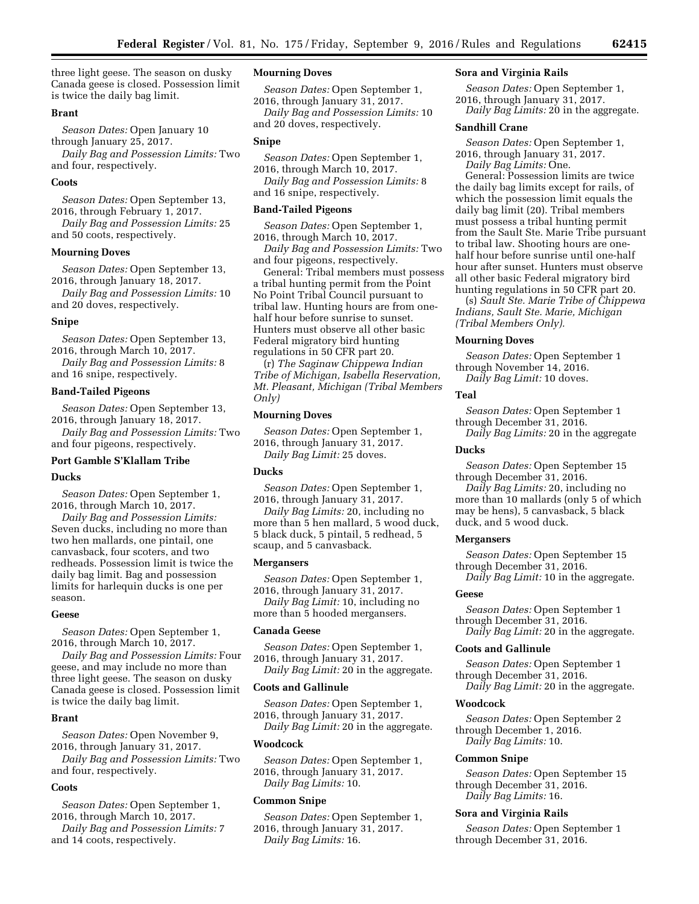three light geese. The season on dusky Canada geese is closed. Possession limit is twice the daily bag limit.

**Brant**

*Season Dates:* Open January 10 through January 25, 2017.

*Daily Bag and Possession Limits:* Two and four, respectively.

**Coots**

*Season Dates:* Open September 13, 2016, through February 1, 2017.

*Daily Bag and Possession Limits:* 25 and 50 coots, respectively.

**Mourning Doves**

*Season Dates:* Open September 13, 2016, through January 18, 2017.

*Daily Bag and Possession Limits:* 10 and 20 doves, respectively.

**Snipe**

*Season Dates:* Open September 13, 2016, through March 10, 2017.

*Daily Bag and Possession Limits:* 8 and 16 snipe, respectively.

**Band-Tailed Pigeons**

*Season Dates:* Open September 13, 2016, through January 18, 2017.

*Daily Bag and Possession Limits:* Two and four pigeons, respectively.

**Port Gamble S'Klallam Tribe**

**Ducks**

*Season Dates:* Open September 1, 2016, through March 10, 2017.

*Daily Bag and Possession Limits:* Seven ducks, including no more than two hen mallards, one pintail, one canvasback, four scoters, and two redheads. Possession limit is twice the daily bag limit. Bag and possession limits for harlequin ducks is one per season.

**Geese**

*Season Dates:* Open September 1, 2016, through March 10, 2017.

*Daily Bag and Possession Limits:* Four geese, and may include no more than three light geese. The season on dusky Canada geese is closed. Possession limit is twice the daily bag limit.

**Brant**

*Season Dates:* Open November 9, 2016, through January 31, 2017.

*Daily Bag and Possession Limits:* Two and four, respectively.

**Coots**

*Season Dates:* Open September 1, 2016, through March 10, 2017.

*Daily Bag and Possession Limits:* 7 and 14 coots, respectively.

**Mourning Doves**

*Season Dates:* Open September 1, 2016, through January 31, 2017.

*Daily Bag and Possession Limits:* 10 and 20 doves, respectively.

**Snipe**

*Season Dates:* Open September 1, 2016, through March 10, 2017.

*Daily Bag and Possession Limits:* 8 and 16 snipe, respectively.

**Band-Tailed Pigeons**

*Season Dates:* Open September 1, 2016, through March 10, 2017.

*Daily Bag and Possession Limits:* Two and four pigeons, respectively.

General: Tribal members must possess a tribal hunting permit from the Point No Point Tribal Council pursuant to tribal law. Hunting hours are from one-half hour before sunrise to sunset. Hunters must observe all other basic Federal migratory bird hunting regulations in 50 CFR part 20.

(r) *The Saginaw Chippewa Indian Tribe of Michigan, Isabella Reservation, Mt. Pleasant, Michigan (Tribal Members Only)*

**Mourning Doves**

*Season Dates:* Open September 1, 2016, through January 31, 2017.

*Daily Bag Limit:* 25 doves.

**Ducks**

*Season Dates:* Open September 1, 2016, through January 31, 2017.

*Daily Bag Limits:* 20, including no more than 5 hen mallard, 5 wood duck, 5 black duck, 5 pintail, 5 redhead, 5 scaup, and 5 canvasback.

**Mergansers**

*Season Dates:* Open September 1, 2016, through January 31, 2017.

*Daily Bag Limit:* 10, including no more than 5 hooded mergansers.

**Canada Geese**

*Season Dates:* Open September 1, 2016, through January 31, 2017.

*Daily Bag Limit:* 20 in the aggregate.

**Coots and Gallinule**

*Season Dates:* Open September 1, 2016, through January 31, 2017.

*Daily Bag Limit:* 20 in the aggregate.

**Woodcock**

*Season Dates:* Open September 1, 2016, through January 31, 2017.

*Daily Bag Limits:* 10.

**Common Snipe**

*Season Dates:* Open September 1, 2016, through January 31, 2017.

*Daily Bag Limits:* 16.

**Sora and Virginia Rails**

*Season Dates:* Open September 1, 2016, through January 31, 2017.

*Daily Bag Limits:* 20 in the aggregate.

**Sandhill Crane**

*Season Dates:* Open September 1, 2016, through January 31, 2017.

*Daily Bag Limits:* One.

General: Possession limits are twice the daily bag limits except for rails, of which the possession limit equals the daily bag limit (20). Tribal members must possess a tribal hunting permit from the Sault Ste. Marie Tribe pursuant to tribal law. Shooting hours are one-half hour before sunrise until one-half hour after sunset. Hunters must observe all other basic Federal migratory bird hunting regulations in 50 CFR part 20.

(s) *Sault Ste. Marie Tribe of Chippewa Indians, Sault Ste. Marie, Michigan (Tribal Members Only).*

**Mourning Doves**

*Season Dates:* Open September 1 through November 14, 2016.

*Daily Bag Limit:* 10 doves.

**Teal**

*Season Dates:* Open September 1 through December 31, 2016.

*Daily Bag Limits:* 20 in the aggregate

**Ducks**

*Season Dates:* Open September 15 through December 31, 2016.

*Daily Bag Limits:* 20, including no more than 10 mallards (only 5 of which may be hens), 5 canvasback, 5 black duck, and 5 wood duck.

**Mergansers**

*Season Dates:* Open September 15 through December 31, 2016.

*Daily Bag Limit:* 10 in the aggregate.

**Geese**

*Season Dates:* Open September 1 through December 31, 2016.

*Daily Bag Limit:* 20 in the aggregate.

**Coots and Gallinule**

*Season Dates:* Open September 1 through December 31, 2016.

*Daily Bag Limit:* 20 in the aggregate.

**Woodcock**

*Season Dates:* Open September 2 through December 1, 2016.

*Daily Bag Limits:* 10.

**Common Snipe**

*Season Dates:* Open September 15 through December 31, 2016.

*Daily Bag Limits:* 16.

**Sora and Virginia Rails**

*Season Dates:* Open September 1 through December 31, 2016.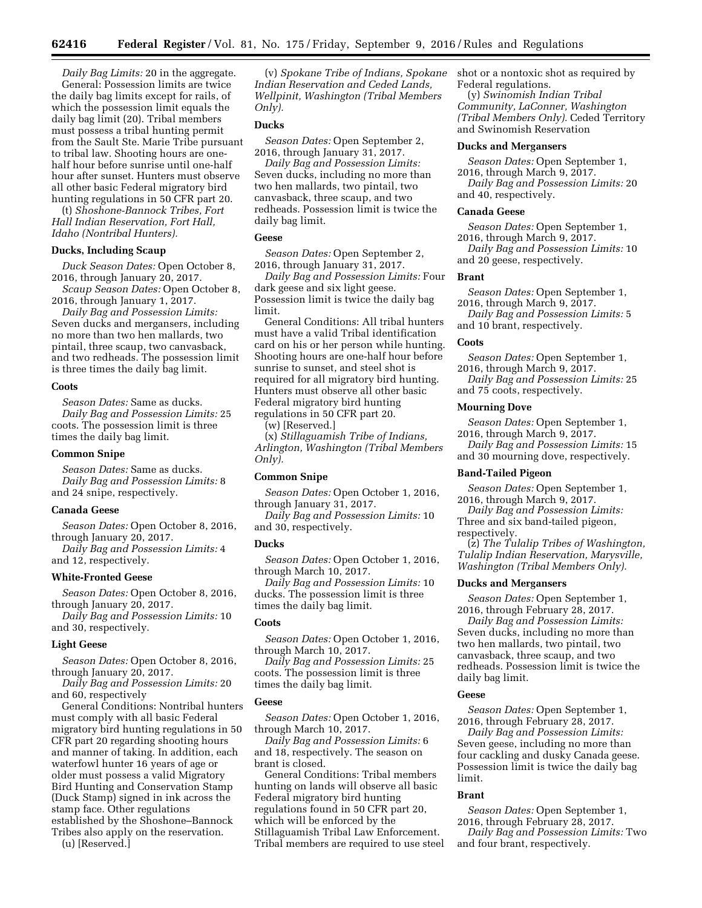*Daily Bag Limits:* 20 in the aggregate.

General: Possession limits are twice the daily bag limits except for rails, of which the possession limit equals the daily bag limit (20). Tribal members must possess a tribal hunting permit from the Sault Ste. Marie Tribe pursuant to tribal law. Shooting hours are one-half hour before sunrise until one-half hour after sunset. Hunters must observe all other basic Federal migratory bird hunting regulations in 50 CFR part 20.

(t) *Shoshone-Bannock Tribes, Fort Hall Indian Reservation, Fort Hall, Idaho (Nontribal Hunters).*

### Ducks, Including Scaup

*Duck Season Dates:* Open October 8, 2016, through January 20, 2017.

*Scaup Season Dates:* Open October 8, 2016, through January 1, 2017.

*Daily Bag and Possession Limits:* Seven ducks and mergansers, including no more than two hen mallards, two pintail, three scaup, two canvasback, and two redheads. The possession limit is three times the daily bag limit.

### Coots

*Season Dates:* Same as ducks.

*Daily Bag and Possession Limits:* 25 coots. The possession limit is three times the daily bag limit.

### Common Snipe

*Season Dates:* Same as ducks.

*Daily Bag and Possession Limits:* 8 and 24 snipe, respectively.

### Canada Geese

*Season Dates:* Open October 8, 2016, through January 20, 2017.

*Daily Bag and Possession Limits:* 4 and 12, respectively.

### White-Fronted Geese

*Season Dates:* Open October 8, 2016, through January 20, 2017.

*Daily Bag and Possession Limits:* 10 and 30, respectively.

### Light Geese

*Season Dates:* Open October 8, 2016, through January 20, 2017.

*Daily Bag and Possession Limits:* 20 and 60, respectively

General Conditions: Nontribal hunters must comply with all basic Federal migratory bird hunting regulations in 50 CFR part 20 regarding shooting hours and manner of taking. In addition, each waterfowl hunter 16 years of age or older must possess a valid Migratory Bird Hunting and Conservation Stamp (Duck Stamp) signed in ink across the stamp face. Other regulations established by the Shoshone–Bannock Tribes also apply on the reservation.

(u) [Reserved.]

(v) *Spokane Tribe of Indians, Spokane Indian Reservation and Ceded Lands, Wellpinit, Washington (Tribal Members Only).*

### Ducks

*Season Dates:* Open September 2, 2016, through January 31, 2017.

*Daily Bag and Possession Limits:* Seven ducks, including no more than two hen mallards, two pintail, two canvasback, three scaup, and two redheads. Possession limit is twice the daily bag limit.

### Geese

*Season Dates:* Open September 2, 2016, through January 31, 2017.

*Daily Bag and Possession Limits:* Four dark geese and six light geese. Possession limit is twice the daily bag limit.

General Conditions: All tribal hunters must have a valid Tribal identification card on his or her person while hunting. Shooting hours are one-half hour before sunrise to sunset, and steel shot is required for all migratory bird hunting. Hunters must observe all other basic Federal migratory bird hunting regulations in 50 CFR part 20.

(w) [Reserved.]

(x) *Stillaguamish Tribe of Indians, Arlington, Washington (Tribal Members Only).*

### Common Snipe

*Season Dates:* Open October 1, 2016, through January 31, 2017.

*Daily Bag and Possession Limits:* 10 and 30, respectively.

### Ducks

*Season Dates:* Open October 1, 2016, through March 10, 2017.

*Daily Bag and Possession Limits:* 10 ducks. The possession limit is three times the daily bag limit.

### Coots

*Season Dates:* Open October 1, 2016, through March 10, 2017.

*Daily Bag and Possession Limits:* 25 coots. The possession limit is three times the daily bag limit.

### Geese

*Season Dates:* Open October 1, 2016, through March 10, 2017.

*Daily Bag and Possession Limits:* 6 and 18, respectively. The season on brant is closed.

General Conditions: Tribal members hunting on lands will observe all basic Federal migratory bird hunting regulations found in 50 CFR part 20, which will be enforced by the Stillaguamish Tribal Law Enforcement. Tribal members are required to use steel shot or a nontoxic shot as required by Federal regulations.

(y) *Swinomish Indian Tribal Community, LaConner, Washington (Tribal Members Only).* Ceded Territory and Swinomish Reservation

### Ducks and Mergansers

*Season Dates:* Open September 1, 2016, through March 9, 2017.

*Daily Bag and Possession Limits:* 20 and 40, respectively.

### Canada Geese

*Season Dates:* Open September 1, 2016, through March 9, 2017.

*Daily Bag and Possession Limits:* 10 and 20 geese, respectively.

### Brant

*Season Dates:* Open September 1, 2016, through March 9, 2017.

*Daily Bag and Possession Limits:* 5 and 10 brant, respectively.

### Coots

*Season Dates:* Open September 1, 2016, through March 9, 2017.

*Daily Bag and Possession Limits:* 25 and 75 coots, respectively.

### Mourning Dove

*Season Dates:* Open September 1, 2016, through March 9, 2017.

*Daily Bag and Possession Limits:* 15 and 30 mourning dove, respectively.

### Band-Tailed Pigeon

*Season Dates:* Open September 1, 2016, through March 9, 2017.

*Daily Bag and Possession Limits:* Three and six band-tailed pigeon, respectively.

(z) *The Tulalip Tribes of Washington, Tulalip Indian Reservation, Marysville, Washington (Tribal Members Only).*

### Ducks and Mergansers

*Season Dates:* Open September 1, 2016, through February 28, 2017.

*Daily Bag and Possession Limits:* Seven ducks, including no more than two hen mallards, two pintail, two canvasback, three scaup, and two redheads. Possession limit is twice the daily bag limit.

### Geese

*Season Dates:* Open September 1, 2016, through February 28, 2017.

*Daily Bag and Possession Limits:* Seven geese, including no more than four cackling and dusky Canada geese. Possession limit is twice the daily bag limit.

### Brant

*Season Dates:* Open September 1, 2016, through February 28, 2017.

*Daily Bag and Possession Limits:* Two and four brant, respectively.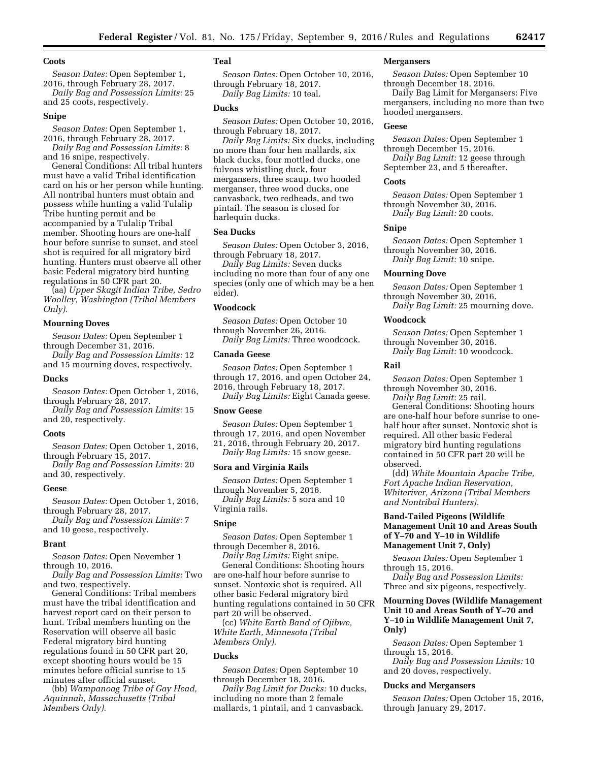**Coots**

*Season Dates:* Open September 1, 2016, through February 28, 2017.

*Daily Bag and Possession Limits:* 25 and 25 coots, respectively.

**Snipe**

*Season Dates:* Open September 1, 2016, through February 28, 2017.

*Daily Bag and Possession Limits:* 8 and 16 snipe, respectively.

General Conditions: All tribal hunters must have a valid Tribal identification card on his or her person while hunting. All nontribal hunters must obtain and possess while hunting a valid Tulalip Tribe hunting permit and be accompanied by a Tulalip Tribal member. Shooting hours are one-half hour before sunrise to sunset, and steel shot is required for all migratory bird hunting. Hunters must observe all other basic Federal migratory bird hunting regulations in 50 CFR part 20.

(aa) *Upper Skagit Indian Tribe, Sedro Woolley, Washington (Tribal Members Only).*

**Mourning Doves**

*Season Dates:* Open September 1 through December 31, 2016.

*Daily Bag and Possession Limits:* 12 and 15 mourning doves, respectively.

**Ducks**

*Season Dates:* Open October 1, 2016, through February 28, 2017.

*Daily Bag and Possession Limits:* 15 and 20, respectively.

**Coots**

*Season Dates:* Open October 1, 2016, through February 15, 2017.

*Daily Bag and Possession Limits:* 20 and 30, respectively.

**Geese**

*Season Dates:* Open October 1, 2016, through February 28, 2017.

*Daily Bag and Possession Limits:* 7 and 10 geese, respectively.

**Brant**

*Season Dates:* Open November 1 through 10, 2016.

*Daily Bag and Possession Limits:* Two and two, respectively.

General Conditions: Tribal members must have the tribal identification and harvest report card on their person to hunt. Tribal members hunting on the Reservation will observe all basic Federal migratory bird hunting regulations found in 50 CFR part 20, except shooting hours would be 15 minutes before official sunrise to 15 minutes after official sunset.

(bb) *Wampanoag Tribe of Gay Head, Aquinnah, Massachusetts (Tribal Members Only).*

**Teal**

*Season Dates:* Open October 10, 2016, through February 18, 2017.

*Daily Bag Limits:* 10 teal.

**Ducks**

*Season Dates:* Open October 10, 2016, through February 18, 2017.

*Daily Bag Limits:* Six ducks, including no more than four hen mallards, six black ducks, four mottled ducks, one fulvous whistling duck, four mergansers, three scaup, two hooded merganser, three wood ducks, one canvasback, two redheads, and two pintail. The season is closed for harlequin ducks.

**Sea Ducks**

*Season Dates:* Open October 3, 2016, through February 18, 2017.

*Daily Bag Limits:* Seven ducks including no more than four of any one species (only one of which may be a hen eider).

**Woodcock**

*Season Dates:* Open October 10 through November 26, 2016.

*Daily Bag Limits:* Three woodcock.

**Canada Geese**

*Season Dates:* Open September 1 through 17, 2016, and open October 24, 2016, through February 18, 2017.

*Daily Bag Limits:* Eight Canada geese.

**Snow Geese**

*Season Dates:* Open September 1 through 17, 2016, and open November 21, 2016, through February 20, 2017.

*Daily Bag Limits:* 15 snow geese.

**Sora and Virginia Rails**

*Season Dates:* Open September 1 through November 5, 2016.

*Daily Bag Limits:* 5 sora and 10 Virginia rails.

**Snipe**

*Season Dates:* Open September 1 through December 8, 2016.

*Daily Bag Limits:* Eight snipe.

General Conditions: Shooting hours are one-half hour before sunrise to sunset. Nontoxic shot is required. All other basic Federal migratory bird hunting regulations contained in 50 CFR part 20 will be observed.

(cc) *White Earth Band of Ojibwe, White Earth, Minnesota (Tribal Members Only).*

**Ducks**

*Season Dates:* Open September 10 through December 18, 2016.

*Daily Bag Limit for Ducks:* 10 ducks, including no more than 2 female mallards, 1 pintail, and 1 canvasback.

**Mergansers**

*Season Dates:* Open September 10 through December 18, 2016.

Daily Bag Limit for Mergansers: Five mergansers, including no more than two hooded mergansers.

**Geese**

*Season Dates:* Open September 1 through December 15, 2016.

*Daily Bag Limit:* 12 geese through September 23, and 5 thereafter.

**Coots**

*Season Dates:* Open September 1 through November 30, 2016.

*Daily Bag Limit:* 20 coots.

**Snipe**

*Season Dates:* Open September 1 through November 30, 2016.

*Daily Bag Limit:* 10 snipe.

**Mourning Dove**

*Season Dates:* Open September 1 through November 30, 2016.

*Daily Bag Limit:* 25 mourning dove.

**Woodcock**

*Season Dates:* Open September 1 through November 30, 2016.

*Daily Bag Limit:* 10 woodcock.

**Rail**

*Season Dates:* Open September 1 through November 30, 2016.

*Daily Bag Limit:* 25 rail.

General Conditions: Shooting hours are one-half hour before sunrise to one-half hour after sunset. Nontoxic shot is required. All other basic Federal migratory bird hunting regulations contained in 50 CFR part 20 will be observed.

(dd) *White Mountain Apache Tribe, Fort Apache Indian Reservation, Whiteriver, Arizona (Tribal Members and Nontribal Hunters).*

**Band-Tailed Pigeons (Wildlife Management Unit 10 and Areas South of Y–70 and Y–10 in Wildlife Management Unit 7, Only)**

*Season Dates:* Open September 1 through 15, 2016.

*Daily Bag and Possession Limits:* Three and six pigeons, respectively.

**Mourning Doves (Wildlife Management Unit 10 and Areas South of Y–70 and Y–10 in Wildlife Management Unit 7, Only)**

*Season Dates:* Open September 1 through 15, 2016.

*Daily Bag and Possession Limits:* 10 and 20 doves, respectively.

**Ducks and Mergansers**

*Season Dates:* Open October 15, 2016, through January 29, 2017.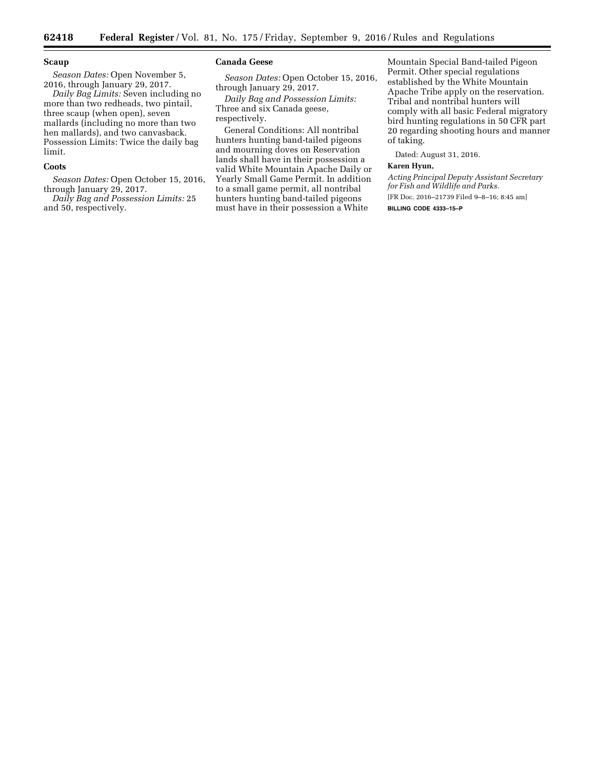### Scaup

*Season Dates:* Open November 5, 2016, through January 29, 2017.

*Daily Bag Limits:* Seven including no more than two redheads, two pintail, three scaup (when open), seven mallards (including no more than two hen mallards), and two canvasback. Possession Limits: Twice the daily bag limit.

### Coots

*Season Dates:* Open October 15, 2016, through January 29, 2017.

*Daily Bag and Possession Limits:* 25 and 50, respectively.

### Canada Geese

*Season Dates:* Open October 15, 2016, through January 29, 2017.

*Daily Bag and Possession Limits:* Three and six Canada geese, respectively.

General Conditions: All nontribal hunters hunting band-tailed pigeons and mourning doves on Reservation lands shall have in their possession a valid White Mountain Apache Daily or Yearly Small Game Permit. In addition to a small game permit, all nontribal hunters hunting band-tailed pigeons must have in their possession a White Mountain Special Band-tailed Pigeon Permit. Other special regulations established by the White Mountain Apache Tribe apply on the reservation. Tribal and nontribal hunters will comply with all basic Federal migratory bird hunting regulations in 50 CFR part 20 regarding shooting hours and manner of taking.

Dated: August 31, 2016.

**Karen Hyun,**

*Acting Principal Deputy Assistant Secretary for Fish and Wildlife and Parks.*

[FR Doc. 2016–21739 Filed 9–8–16; 8:45 am]

**BILLING CODE 4333–15–P**